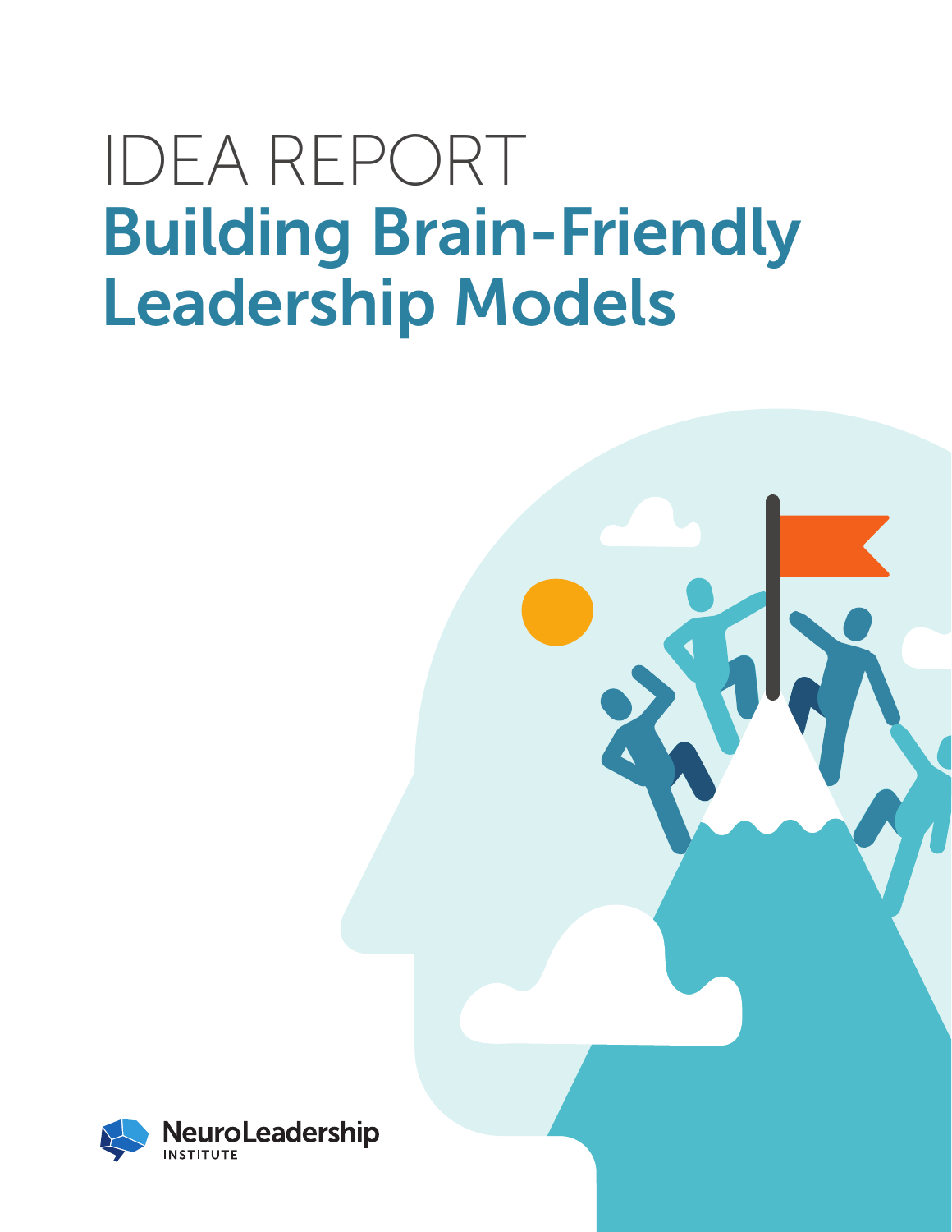# IDEA REPORT

# Building Brain-Friendly Leadership Models

NeuroLeadership INSTITUTE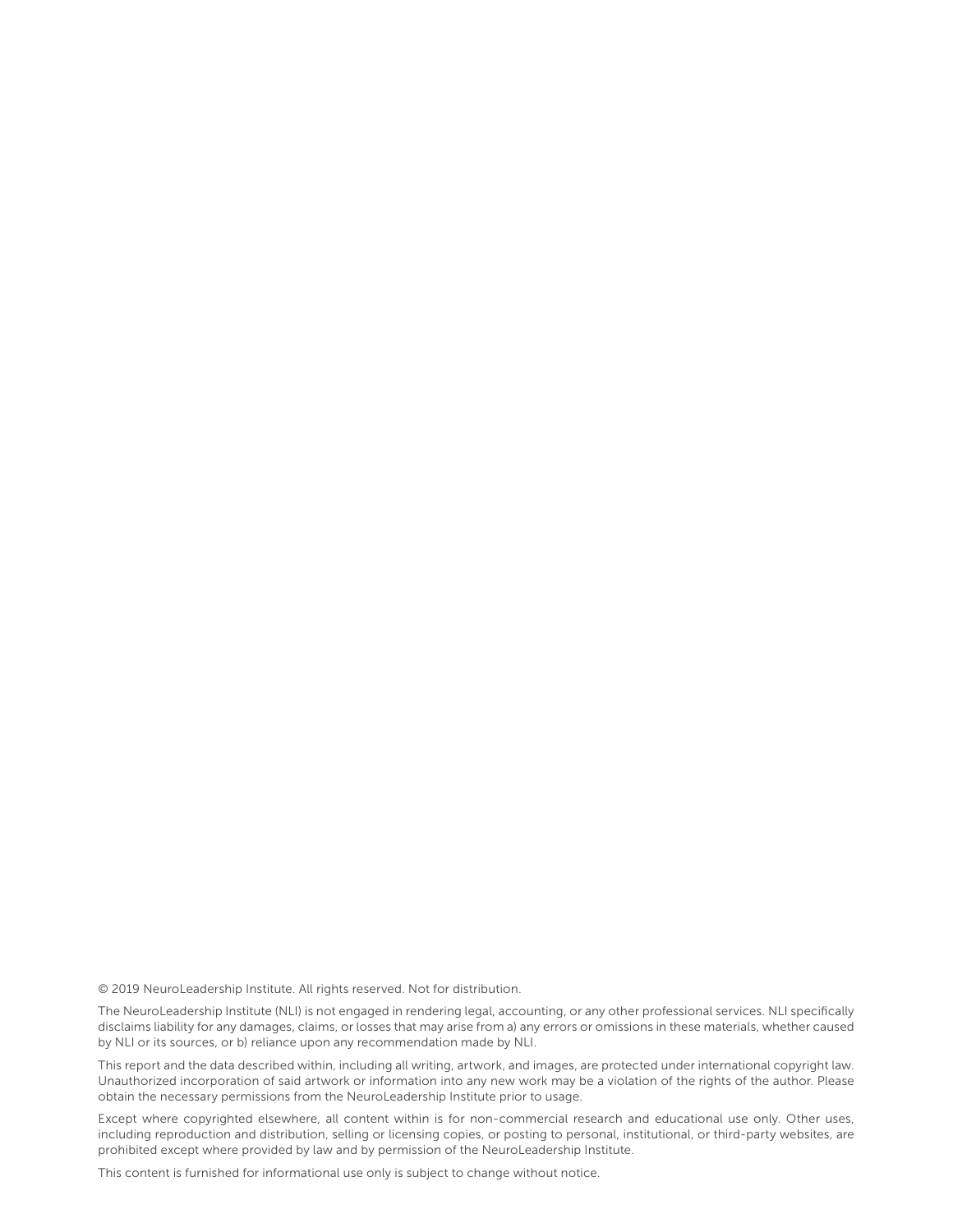© 2019 NeuroLeadership Institute. All rights reserved. Not for distribution.

The NeuroLeadership Institute (NLI) is not engaged in rendering legal, accounting, or any other professional services. NLI specifically disclaims liability for any damages, claims, or losses that may arise from a) any errors or omissions in these materials, whether caused by NLI or its sources, or b) reliance upon any recommendation made by NLI.

This report and the data described within, including all writing, artwork, and images, are protected under international copyright law. Unauthorized incorporation of said artwork or information into any new work may be a violation of the rights of the author. Please obtain the necessary permissions from the NeuroLeadership Institute prior to usage.

Except where copyrighted elsewhere, all content within is for non-commercial research and educational use only. Other uses, including reproduction and distribution, selling or licensing copies, or posting to personal, institutional, or third-party websites, are prohibited except where provided by law and by permission of the NeuroLeadership Institute.

This content is furnished for informational use only is subject to change without notice.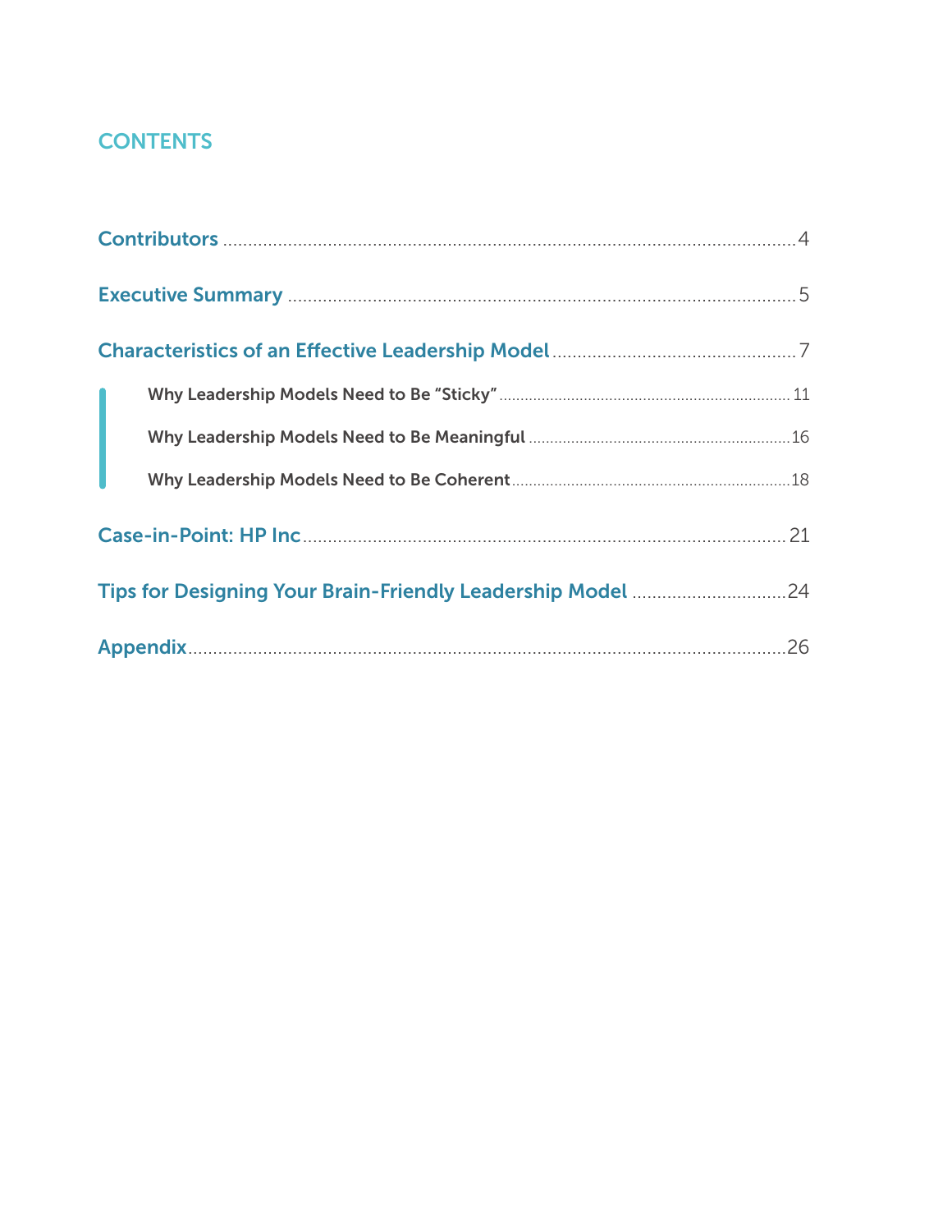# CONTENTS

Contributors ........................................................................ 4

Executive Summary ................................................................ 5

Characteristics of an Effective Leadership Model ................................ 7

- Why Leadership Models Need to Be “Sticky” ........................................ 11
- Why Leadership Models Need to Be Meaningful ..................................... 16
- Why Leadership Models Need to Be Coherent ........................................ 18

Case-in-Point: HP Inc .............................................................. 21

Tips for Designing Your Brain-Friendly Leadership Model ........................ 24

Appendix ........................................................................... 26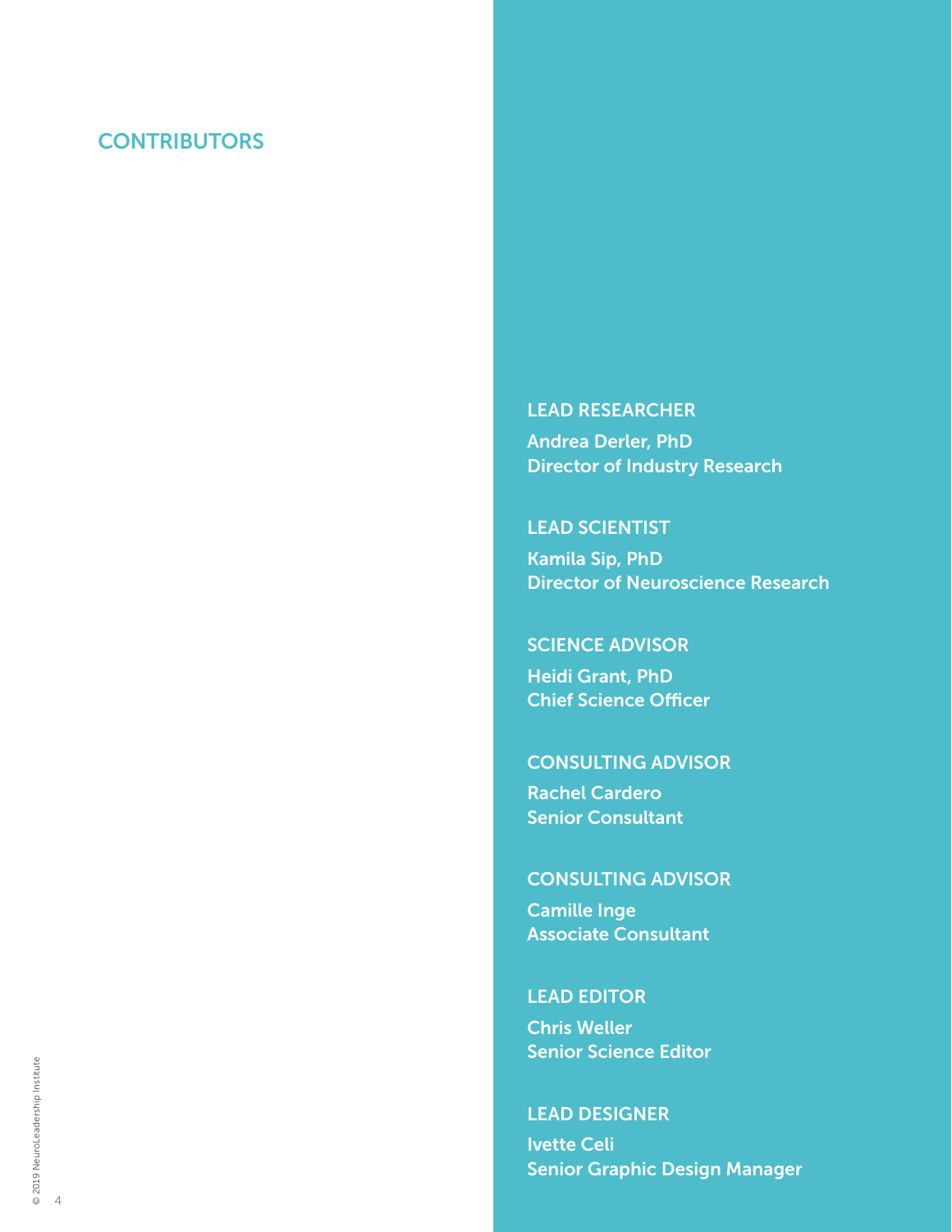# CONTRIBUTORS

**LEAD RESEARCHER**
Andrea Derler, PhD
Director of Industry Research

**LEAD SCIENTIST**
Kamila Sip, PhD
Director of Neuroscience Research

**SCIENCE ADVISOR**
Heidi Grant, PhD
Chief Science Officer

**CONSULTING ADVISOR**
Rachel Cardero
Senior Consultant

**CONSULTING ADVISOR**
Camille Inge
Associate Consultant

**LEAD EDITOR**
Chris Weller
Senior Science Editor

**LEAD DESIGNER**
Ivette Celi
Senior Graphic Design Manager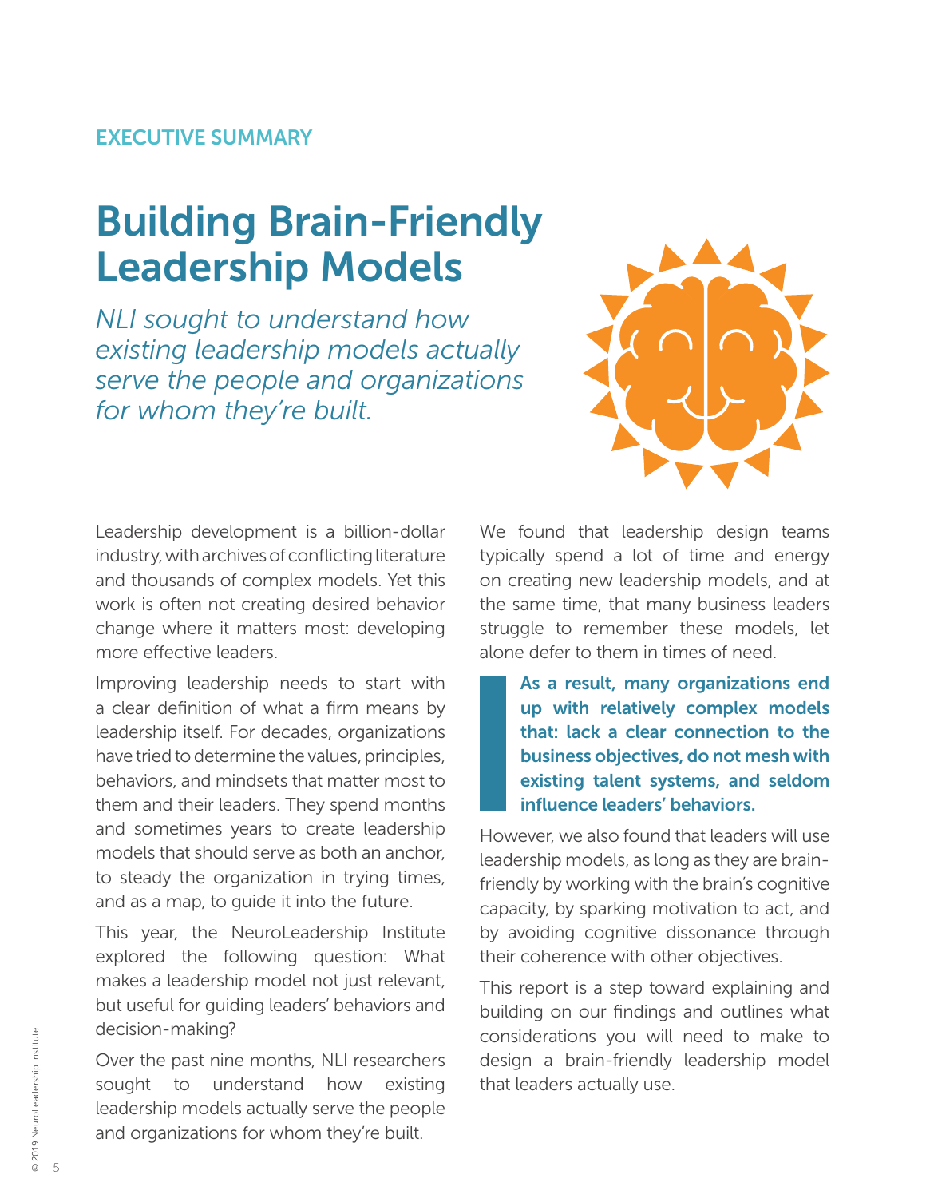EXECUTIVE SUMMARY

# Building Brain-Friendly Leadership Models

*NLI sought to understand how existing leadership models actually serve the people and organizations for whom they're built.*

Leadership development is a billion-dollar industry, with archives of conflicting literature and thousands of complex models. Yet this work is often not creating desired behavior change where it matters most: developing more effective leaders.

Improving leadership needs to start with a clear definition of what a firm means by leadership itself. For decades, organizations have tried to determine the values, principles, behaviors, and mindsets that matter most to them and their leaders. They spend months and sometimes years to create leadership models that should serve as both an anchor, to steady the organization in trying times, and as a map, to guide it into the future.

This year, the NeuroLeadership Institute explored the following question: What makes a leadership model not just relevant, but useful for guiding leaders' behaviors and decision-making?

Over the past nine months, NLI researchers sought to understand how existing leadership models actually serve the people and organizations for whom they're built.

We found that leadership design teams typically spend a lot of time and energy on creating new leadership models, and at the same time, that many business leaders struggle to remember these models, let alone defer to them in times of need.

> **As a result, many organizations end up with relatively complex models that: lack a clear connection to the business objectives, do not mesh with existing talent systems, and seldom influence leaders' behaviors.**

However, we also found that leaders will use leadership models, as long as they are brain-friendly by working with the brain's cognitive capacity, by sparking motivation to act, and by avoiding cognitive dissonance through their coherence with other objectives.

This report is a step toward explaining and building on our findings and outlines what considerations you will need to make to design a brain-friendly leadership model that leaders actually use.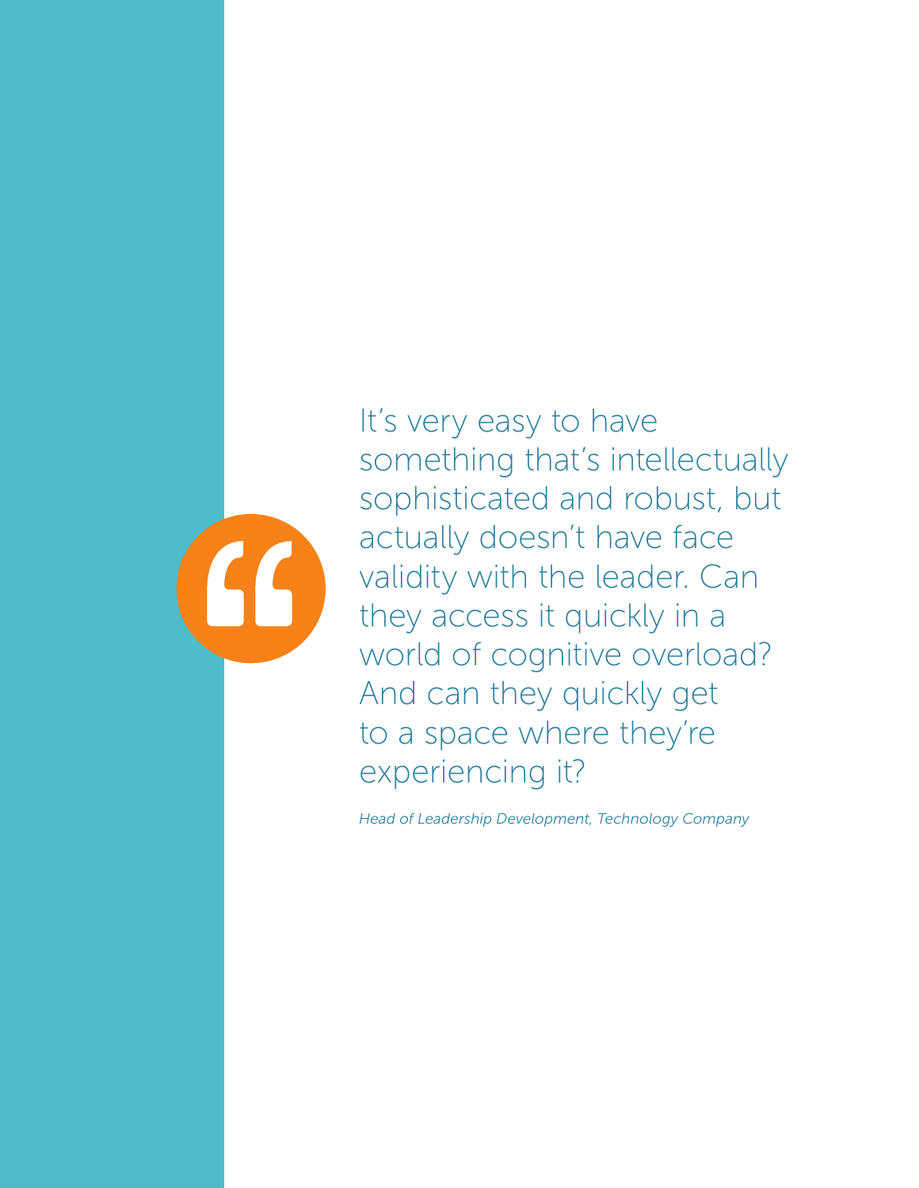> It's very easy to have something that's intellectually sophisticated and robust, but actually doesn't have face validity with the leader. Can they access it quickly in a world of cognitive overload? And can they quickly get to a space where they're experiencing it?

*Head of Leadership Development, Technology Company*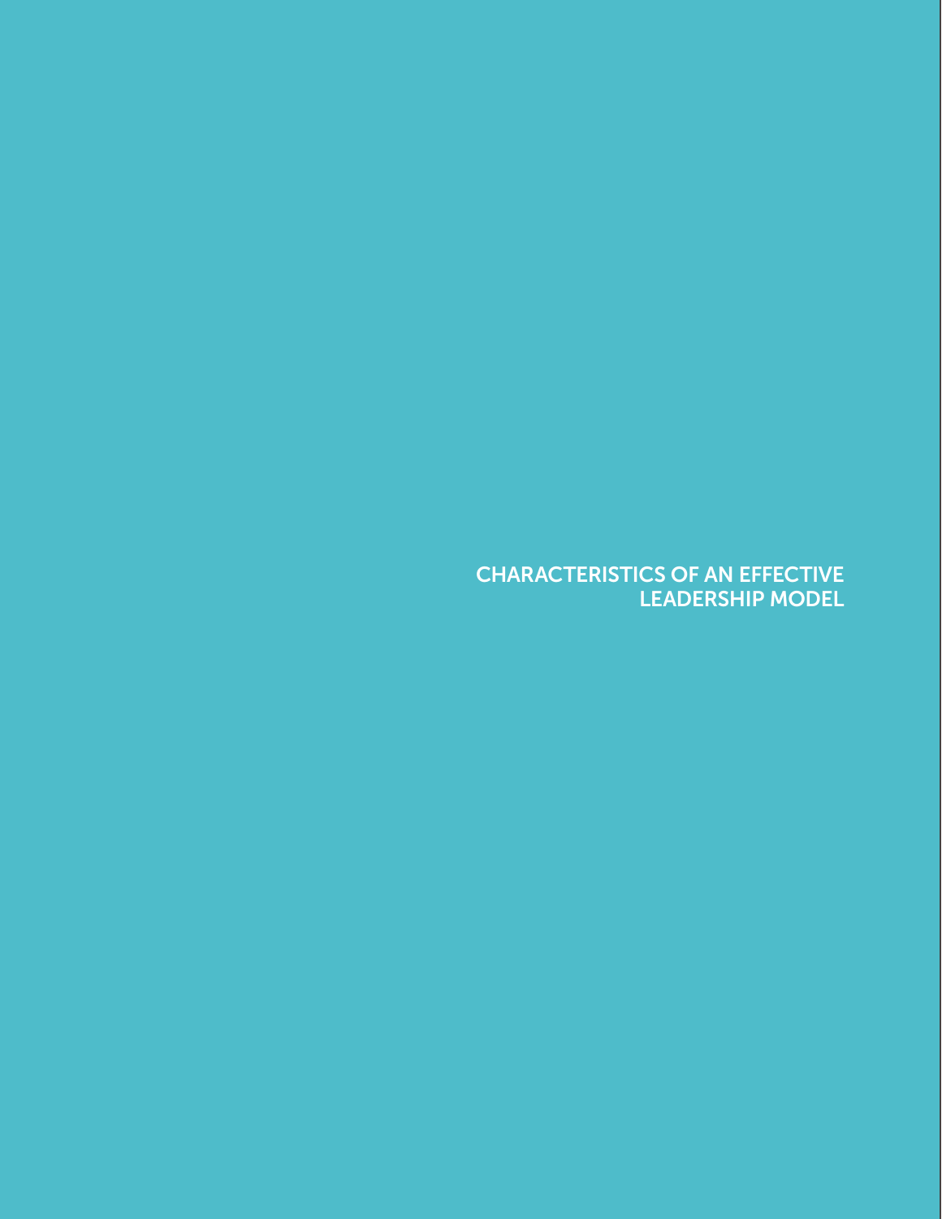# CHARACTERISTICS OF AN EFFECTIVE LEADERSHIP MODEL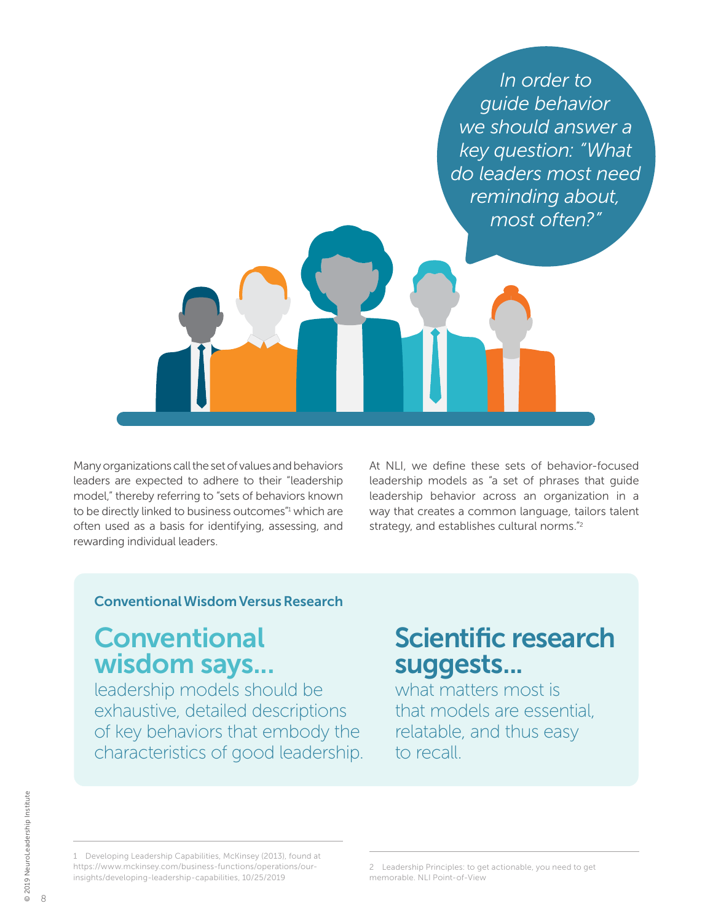*In order to guide behavior we should answer a key question: "What do leaders most need reminding about, most often?"*

Many organizations call the set of values and behaviors leaders are expected to adhere to their "leadership model," thereby referring to "sets of behaviors known to be directly linked to business outcomes"[1] which are often used as a basis for identifying, assessing, and rewarding individual leaders.

At NLI, we define these sets of behavior-focused leadership models as "a set of phrases that guide leadership behavior across an organization in a way that creates a common language, tailors talent strategy, and establishes cultural norms."[2]

### Conventional Wisdom Versus Research

## Conventional wisdom says...

leadership models should be exhaustive, detailed descriptions of key behaviors that embody the characteristics of good leadership.

## Scientific research suggests...

what matters most is that models are essential, relatable, and thus easy to recall.

1 Developing Leadership Capabilities, McKinsey (2013), found at https://www.mckinsey.com/business-functions/operations/our-insights/developing-leadership-capabilities, 10/25/2019

2 Leadership Principles: to get actionable, you need to get memorable. NLI Point-of-View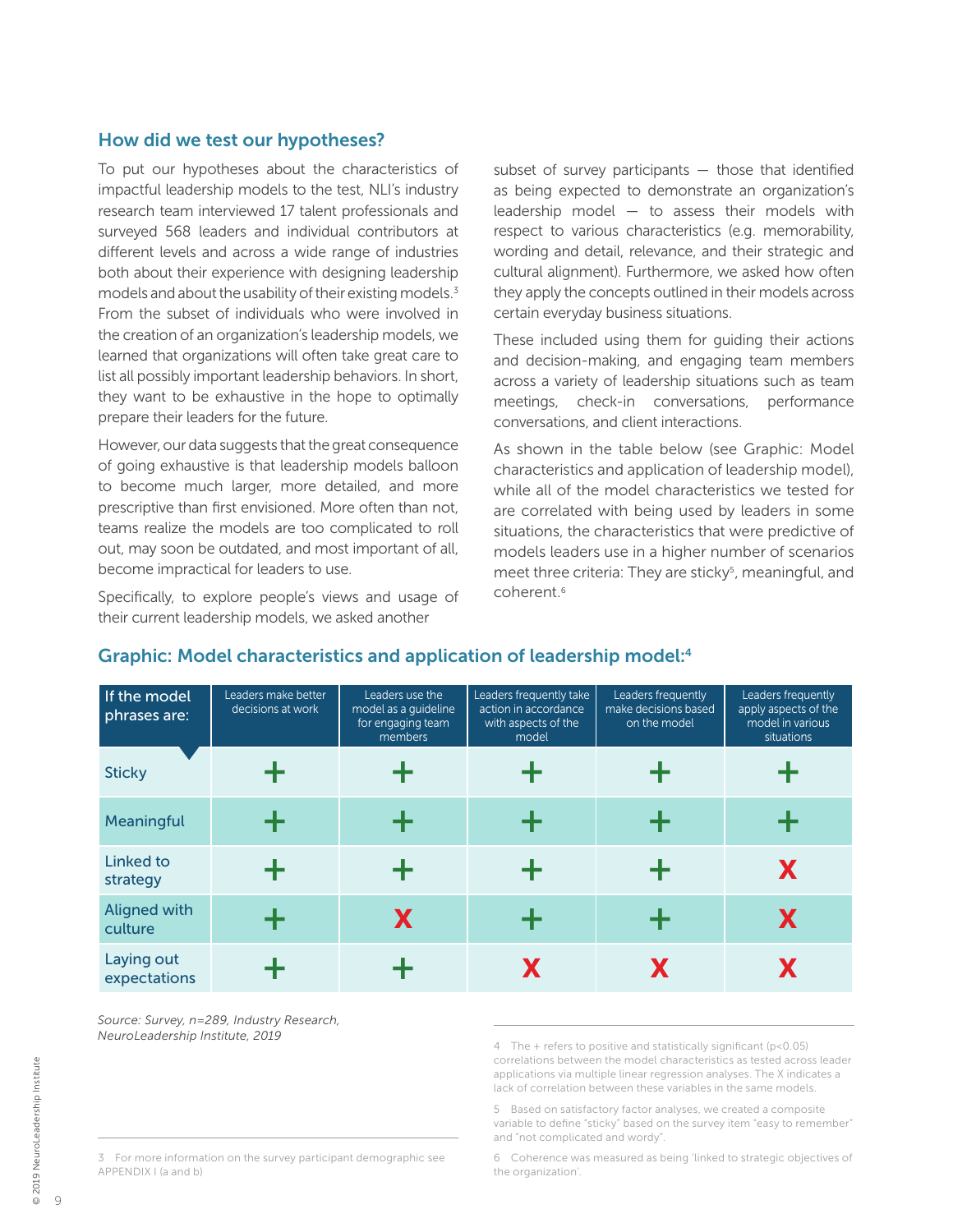## How did we test our hypotheses?

To put our hypotheses about the characteristics of impactful leadership models to the test, NLI's industry research team interviewed 17 talent professionals and surveyed 568 leaders and individual contributors at different levels and across a wide range of industries both about their experience with designing leadership models and about the usability of their existing models.[3] From the subset of individuals who were involved in the creation of an organization's leadership models, we learned that organizations will often take great care to list all possibly important leadership behaviors. In short, they want to be exhaustive in the hope to optimally prepare their leaders for the future.

However, our data suggests that the great consequence of going exhaustive is that leadership models balloon to become much larger, more detailed, and more prescriptive than first envisioned. More often than not, teams realize the models are too complicated to roll out, may soon be outdated, and most important of all, become impractical for leaders to use.

Specifically, to explore people's views and usage of their current leadership models, we asked another subset of survey participants — those that identified as being expected to demonstrate an organization's leadership model — to assess their models with respect to various characteristics (e.g. memorability, wording and detail, relevance, and their strategic and cultural alignment). Furthermore, we asked how often they apply the concepts outlined in their models across certain everyday business situations.

These included using them for guiding their actions and decision-making, and engaging team members across a variety of leadership situations such as team meetings, check-in conversations, performance conversations, and client interactions.

As shown in the table below (see Graphic: Model characteristics and application of leadership model), while all of the model characteristics we tested for are correlated with being used by leaders in some situations, the characteristics that were predictive of models leaders use in a higher number of scenarios meet three criteria: They are sticky[5], meaningful, and coherent.[6]

## Graphic: Model characteristics and application of leadership model:[4]

| If the model phrases are: | Leaders make better decisions at work | Leaders use the model as a guideline for engaging team members | Leaders frequently take action in accordance with aspects of the model | Leaders frequently make decisions based on the model | Leaders frequently apply aspects of the model in various situations |
|---|---|---|---|---|---|
| Sticky | + | + | + | + | + |
| Meaningful | + | + | + | + | + |
| Linked to strategy | + | + | + | + | X |
| Aligned with culture | + | X | + | + | X |
| Laying out expectations | + | + | X | X | X |

*Source: Survey, n=289, Industry Research, NeuroLeadership Institute, 2019*

3 For more information on the survey participant demographic see APPENDIX I (a and b)

4 The + refers to positive and statistically significant ($p<0.05$) correlations between the model characteristics as tested across leader applications via multiple linear regression analyses. The X indicates a lack of correlation between these variables in the same models.

5 Based on satisfactory factor analyses, we created a composite variable to define "sticky" based on the survey item "easy to remember" and "not complicated and wordy".

6 Coherence was measured as being 'linked to strategic objectives of the organization'.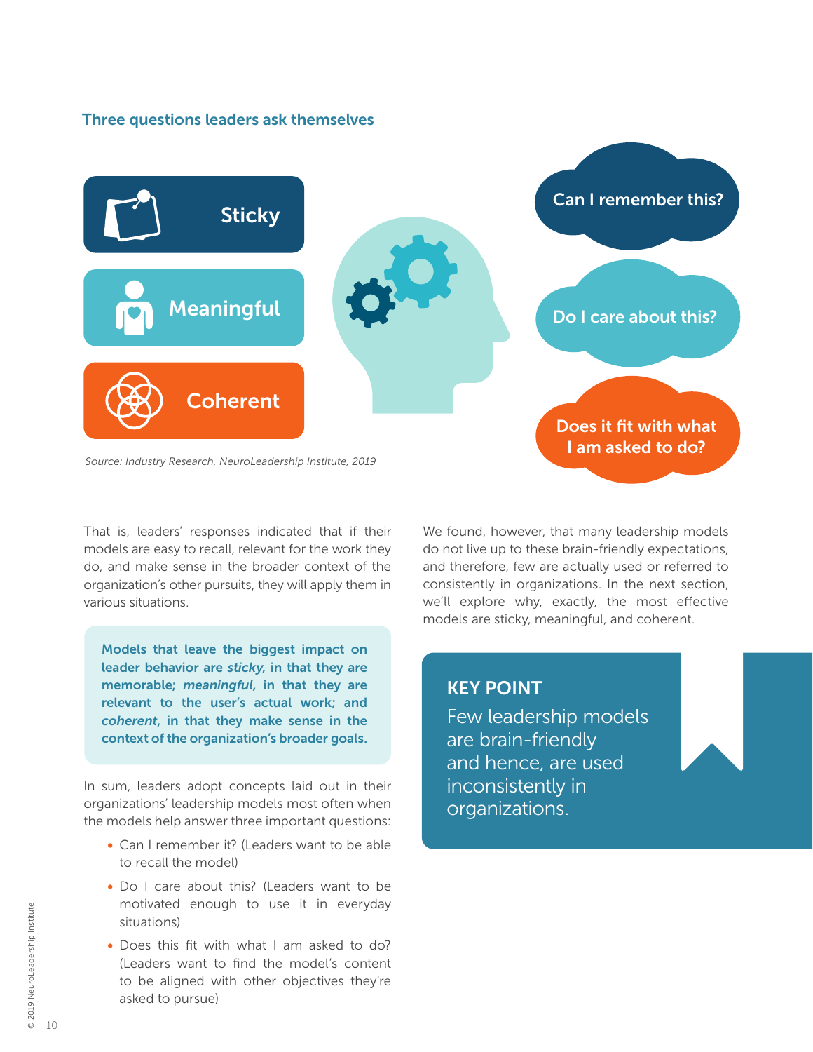### Three questions leaders ask themselves

**Sticky** — Can I remember this?

**Meaningful** — Do I care about this?

**Coherent** — Does it fit with what I am asked to do?

*Source: Industry Research, NeuroLeadership Institute, 2019*

That is, leaders' responses indicated that if their models are easy to recall, relevant for the work they do, and make sense in the broader context of the organization's other pursuits, they will apply them in various situations.

> **Models that leave the biggest impact on leader behavior are *sticky*, in that they are memorable; *meaningful*, in that they are relevant to the user's actual work; and *coherent*, in that they make sense in the context of the organization's broader goals.**

In sum, leaders adopt concepts laid out in their organizations' leadership models most often when the models help answer three important questions:

- Can I remember it? (Leaders want to be able to recall the model)
- Do I care about this? (Leaders want to be motivated enough to use it in everyday situations)
- Does this fit with what I am asked to do? (Leaders want to find the model's content to be aligned with other objectives they're asked to pursue)

We found, however, that many leadership models do not live up to these brain-friendly expectations, and therefore, few are actually used or referred to consistently in organizations. In the next section, we'll explore why, exactly, the most effective models are sticky, meaningful, and coherent.

**KEY POINT**

Few leadership models are brain-friendly and hence, are used inconsistently in organizations.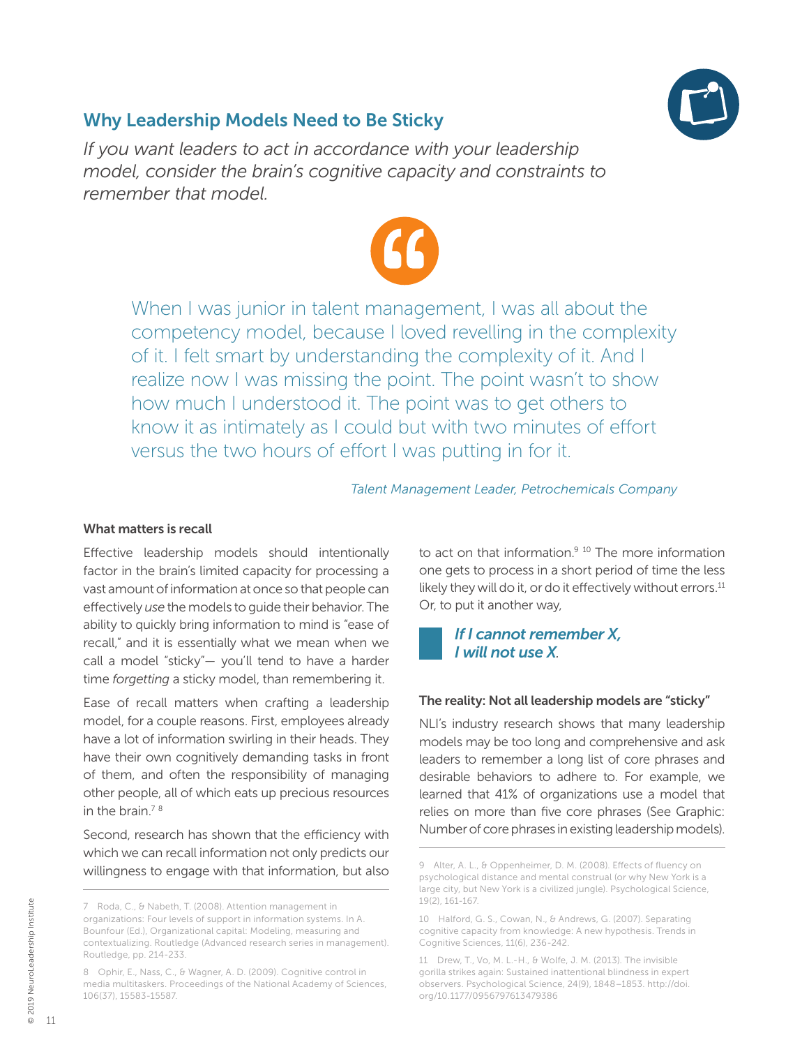## Why Leadership Models Need to Be Sticky

*If you want leaders to act in accordance with your leadership model, consider the brain's cognitive capacity and constraints to remember that model.*

> When I was junior in talent management, I was all about the competency model, because I loved revelling in the complexity of it. I felt smart by understanding the complexity of it. And I realize now I was missing the point. The point wasn't to show how much I understood it. The point was to get others to know it as intimately as I could but with two minutes of effort versus the two hours of effort I was putting in for it.
>
> *Talent Management Leader, Petrochemicals Company*

### What matters is recall

Effective leadership models should intentionally factor in the brain's limited capacity for processing a vast amount of information at once so that people can effectively *use* the models to guide their behavior. The ability to quickly bring information to mind is "ease of recall," and it is essentially what we mean when we call a model "sticky"— you'll tend to have a harder time *forgetting* a sticky model, than remembering it.

Ease of recall matters when crafting a leadership model, for a couple reasons. First, employees already have a lot of information swirling in their heads. They have their own cognitively demanding tasks in front of them, and often the responsibility of managing other people, all of which eats up precious resources in the brain.[7] [8]

Second, research has shown that the efficiency with which we can recall information not only predicts our willingness to engage with that information, but also to act on that information.[9] [10] The more information one gets to process in a short period of time the less likely they will do it, or do it effectively without errors.[11] Or, to put it another way,

> ***If I cannot remember X, I will not use X.***

### The reality: Not all leadership models are "sticky"

NLI's industry research shows that many leadership models may be too long and comprehensive and ask leaders to remember a long list of core phrases and desirable behaviors to adhere to. For example, we learned that 41% of organizations use a model that relies on more than five core phrases (See Graphic: Number of core phrases in existing leadership models).

---

7 Roda, C., & Nabeth, T. (2008). Attention management in organizations: Four levels of support in information systems. In A. Bounfour (Ed.), Organizational capital: Modeling, measuring and contextualizing. Routledge (Advanced research series in management). Routledge, pp. 214-233.

8 Ophir, E., Nass, C., & Wagner, A. D. (2009). Cognitive control in media multitaskers. Proceedings of the National Academy of Sciences, 106(37), 15583-15587.

9 Alter, A. L., & Oppenheimer, D. M. (2008). Effects of fluency on psychological distance and mental construal (or why New York is a large city, but New York is a civilized jungle). Psychological Science, 19(2), 161-167.

10 Halford, G. S., Cowan, N., & Andrews, G. (2007). Separating cognitive capacity from knowledge: A new hypothesis. Trends in Cognitive Sciences, 11(6), 236-242.

11 Drew, T., Vo, M. L.-H., & Wolfe, J. M. (2013). The invisible gorilla strikes again: Sustained inattentional blindness in expert observers. Psychological Science, 24(9), 1848–1853. http://doi.org/10.1177/0956797613479386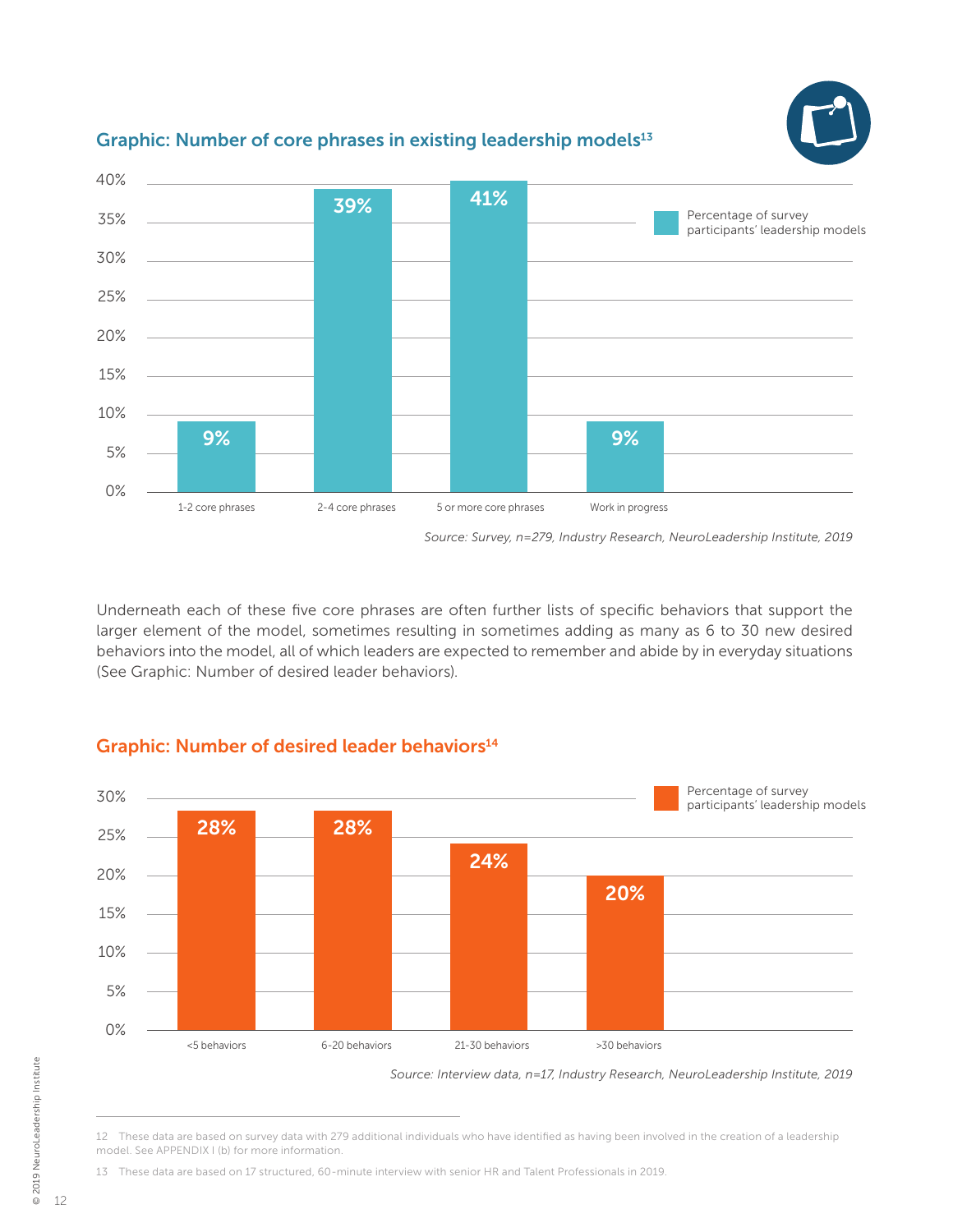## Graphic: Number of core phrases in existing leadership models[13]

| | Percentage of survey participants' leadership models |
|---|---|
| 1-2 core phrases | 9% |
| 2-4 core phrases | 39% |
| 5 or more core phrases | 41% |
| Work in progress | 9% |

*Source: Survey, n=279, Industry Research, NeuroLeadership Institute, 2019*

Underneath each of these five core phrases are often further lists of specific behaviors that support the larger element of the model, sometimes resulting in sometimes adding as many as 6 to 30 new desired behaviors into the model, all of which leaders are expected to remember and abide by in everyday situations (See Graphic: Number of desired leader behaviors).

## Graphic: Number of desired leader behaviors[14]

| | Percentage of survey participants' leadership models |
|---|---|
| <5 behaviors | 28% |
| 6-20 behaviors | 28% |
| 21-30 behaviors | 24% |
| >30 behaviors | 20% |

*Source: Interview data, n=17, Industry Research, NeuroLeadership Institute, 2019*

---

12 These data are based on survey data with 279 additional individuals who have identified as having been involved in the creation of a leadership model. See APPENDIX I (b) for more information.

13 These data are based on 17 structured, 60-minute interview with senior HR and Talent Professionals in 2019.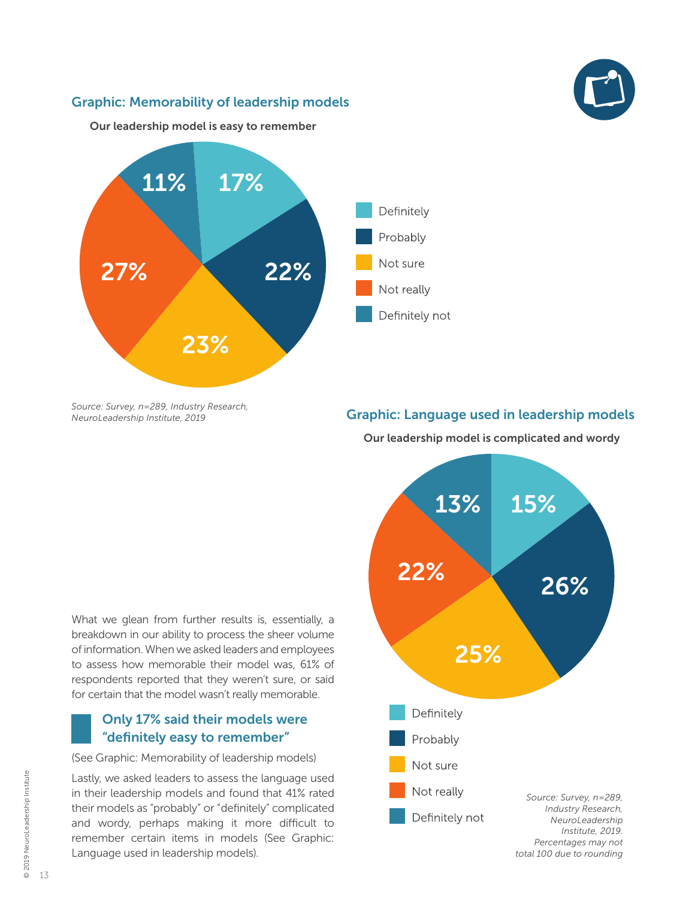### Graphic: Memorability of leadership models

**Our leadership model is easy to remember**

| Response | Percentage |
|---|---|
| Definitely | 17% |
| Probably | 22% |
| Not sure | 23% |
| Not really | 27% |
| Definitely not | 11% |

*Source: Survey, n=289, Industry Research, NeuroLeadership Institute, 2019*

What we glean from further results is, essentially, a breakdown in our ability to process the sheer volume of information. When we asked leaders and employees to assess how memorable their model was, 61% of respondents reported that they weren't sure, or said for certain that the model wasn't really memorable.

**Only 17% said their models were "definitely easy to remember"**

(See Graphic: Memorability of leadership models)

Lastly, we asked leaders to assess the language used in their leadership models and found that 41% rated their models as "probably" or "definitely" complicated and wordy, perhaps making it more difficult to remember certain items in models (See Graphic: Language used in leadership models).

### Graphic: Language used in leadership models

**Our leadership model is complicated and wordy**

| Response | Percentage |
|---|---|
| Definitely | 15% |
| Probably | 26% |
| Not sure | 25% |
| Not really | 22% |
| Definitely not | 13% |

*Source: Survey, n=289, Industry Research, NeuroLeadership Institute, 2019. Percentages may not total 100 due to rounding*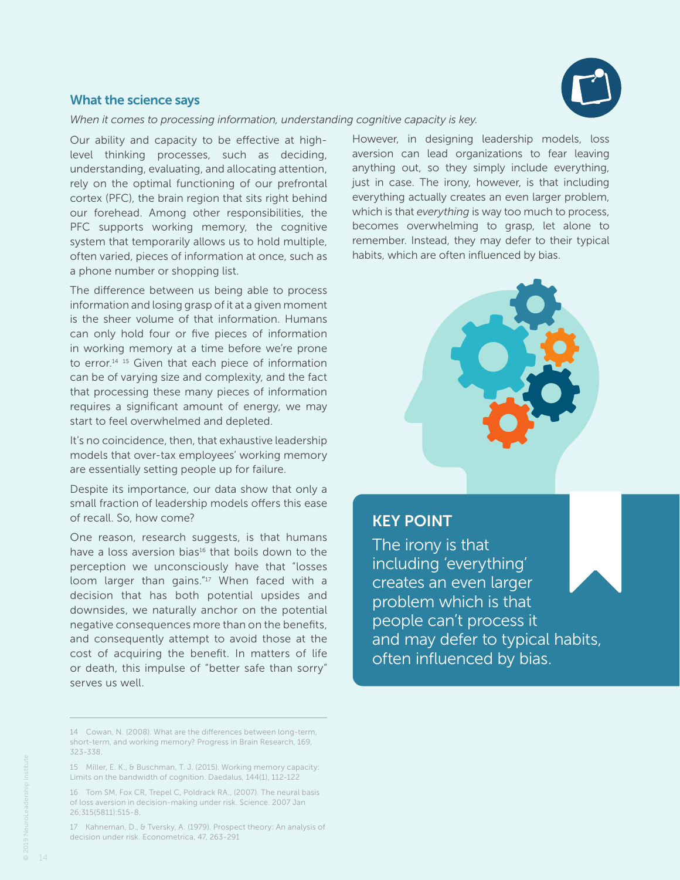## What the science says

*When it comes to processing information, understanding cognitive capacity is key.*

Our ability and capacity to be effective at high-level thinking processes, such as deciding, understanding, evaluating, and allocating attention, rely on the optimal functioning of our prefrontal cortex (PFC), the brain region that sits right behind our forehead. Among other responsibilities, the PFC supports working memory, the cognitive system that temporarily allows us to hold multiple, often varied, pieces of information at once, such as a phone number or shopping list.

The difference between us being able to process information and losing grasp of it at a given moment is the sheer volume of that information. Humans can only hold four or five pieces of information in working memory at a time before we're prone to error.[14] [15] Given that each piece of information can be of varying size and complexity, and the fact that processing these many pieces of information requires a significant amount of energy, we may start to feel overwhelmed and depleted.

It's no coincidence, then, that exhaustive leadership models that over-tax employees' working memory are essentially setting people up for failure.

Despite its importance, our data show that only a small fraction of leadership models offers this ease of recall. So, how come?

One reason, research suggests, is that humans have a loss aversion bias[16] that boils down to the perception we unconsciously have that "losses loom larger than gains."[17] When faced with a decision that has both potential upsides and downsides, we naturally anchor on the potential negative consequences more than on the benefits, and consequently attempt to avoid those at the cost of acquiring the benefit. In matters of life or death, this impulse of "better safe than sorry" serves us well.

However, in designing leadership models, loss aversion can lead organizations to fear leaving anything out, so they simply include everything, just in case. The irony, however, is that including everything actually creates an even larger problem, which is that *everything* is way too much to process, becomes overwhelming to grasp, let alone to remember. Instead, they may defer to their typical habits, which are often influenced by bias.

### KEY POINT

The irony is that including 'everything' creates an even larger problem which is that people can't process it and may defer to typical habits, often influenced by bias.

---

14 Cowan, N. (2008). What are the differences between long-term, short-term, and working memory? Progress in Brain Research, 169, 323-338.

15 Miller, E. K., & Buschman, T. J. (2015). Working memory capacity: Limits on the bandwidth of cognition. Daedalus, 144(1), 112-122

16 Tom SM, Fox CR, Trepel C, Poldrack RA., (2007). The neural basis of loss aversion in decision-making under risk. Science. 2007 Jan 26;315(5811):515-8.

17 Kahneman, D., & Tversky, A. (1979). Prospect theory: An analysis of decision under risk. Econometrica, 47, 263-291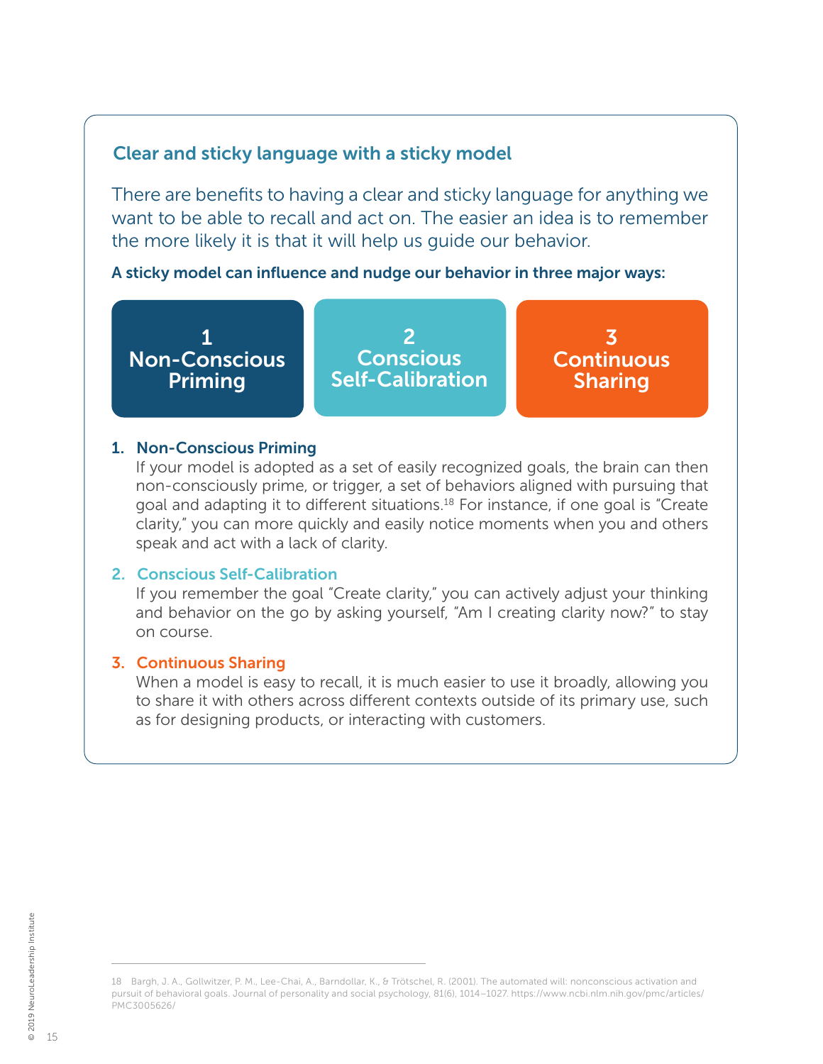## Clear and sticky language with a sticky model

There are benefits to having a clear and sticky language for anything we want to be able to recall and act on. The easier an idea is to remember the more likely it is that it will help us guide our behavior.

**A sticky model can influence and nudge our behavior in three major ways:**

| 1 Non-Conscious Priming | 2 Conscious Self-Calibration | 3 Continuous Sharing |
|---|---|---|

1. **Non-Conscious Priming**
   If your model is adopted as a set of easily recognized goals, the brain can then non-consciously prime, or trigger, a set of behaviors aligned with pursuing that goal and adapting it to different situations.[18] For instance, if one goal is "Create clarity," you can more quickly and easily notice moments when you and others speak and act with a lack of clarity.

2. **Conscious Self-Calibration**
   If you remember the goal "Create clarity," you can actively adjust your thinking and behavior on the go by asking yourself, "Am I creating clarity now?" to stay on course.

3. **Continuous Sharing**
   When a model is easy to recall, it is much easier to use it broadly, allowing you to share it with others across different contexts outside of its primary use, such as for designing products, or interacting with customers.

---

18 Bargh, J. A., Gollwitzer, P. M., Lee-Chai, A., Barndollar, K., & Trötschel, R. (2001). The automated will: nonconscious activation and pursuit of behavioral goals. Journal of personality and social psychology, 81(6), 1014–1027. https://www.ncbi.nlm.nih.gov/pmc/articles/PMC3005626/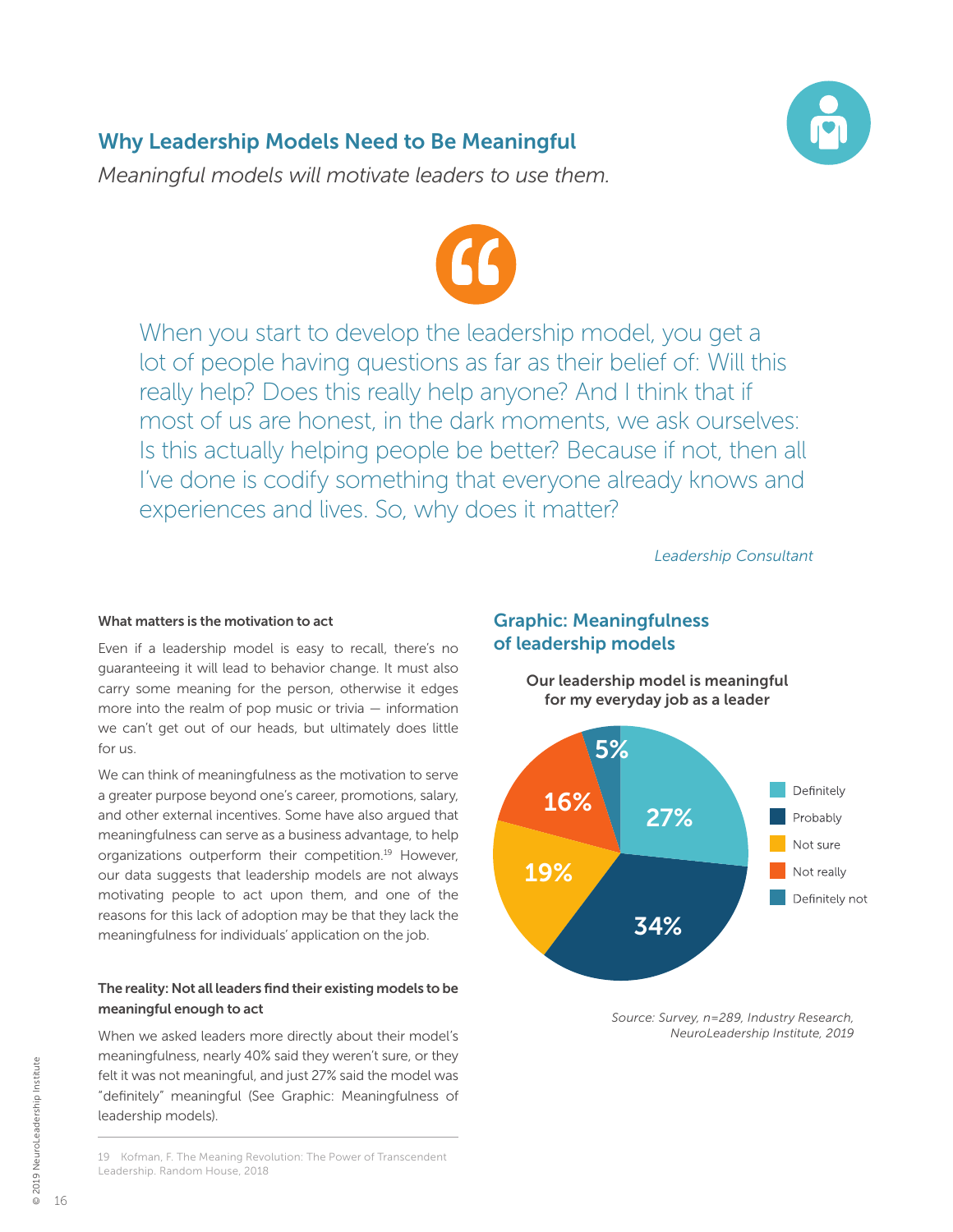## Why Leadership Models Need to Be Meaningful

*Meaningful models will motivate leaders to use them.*

> When you start to develop the leadership model, you get a lot of people having questions as far as their belief of: Will this really help? Does this really help anyone? And I think that if most of us are honest, in the dark moments, we ask ourselves: Is this actually helping people be better? Because if not, then all I've done is codify something that everyone already knows and experiences and lives. So, why does it matter?
>
> *Leadership Consultant*

**What matters is the motivation to act**

Even if a leadership model is easy to recall, there's no guaranteeing it will lead to behavior change. It must also carry some meaning for the person, otherwise it edges more into the realm of pop music or trivia — information we can't get out of our heads, but ultimately does little for us.

We can think of meaningfulness as the motivation to serve a greater purpose beyond one's career, promotions, salary, and other external incentives. Some have also argued that meaningfulness can serve as a business advantage, to help organizations outperform their competition.[19] However, our data suggests that leadership models are not always motivating people to act upon them, and one of the reasons for this lack of adoption may be that they lack the meaningfulness for individuals' application on the job.

**The reality: Not all leaders find their existing models to be meaningful enough to act**

When we asked leaders more directly about their model's meaningfulness, nearly 40% said they weren't sure, or they felt it was not meaningful, and just 27% said the model was "definitely" meaningful (See Graphic: Meaningfulness of leadership models).

### Graphic: Meaningfulness of leadership models

**Our leadership model is meaningful for my everyday job as a leader**

| Response | Percentage |
|---|---|
| Definitely | 27% |
| Probably | 34% |
| Not sure | 19% |
| Not really | 16% |
| Definitely not | 5% |

*Source: Survey, n=289, Industry Research, NeuroLeadership Institute, 2019*

19 Kofman, F. The Meaning Revolution: The Power of Transcendent Leadership. Random House, 2018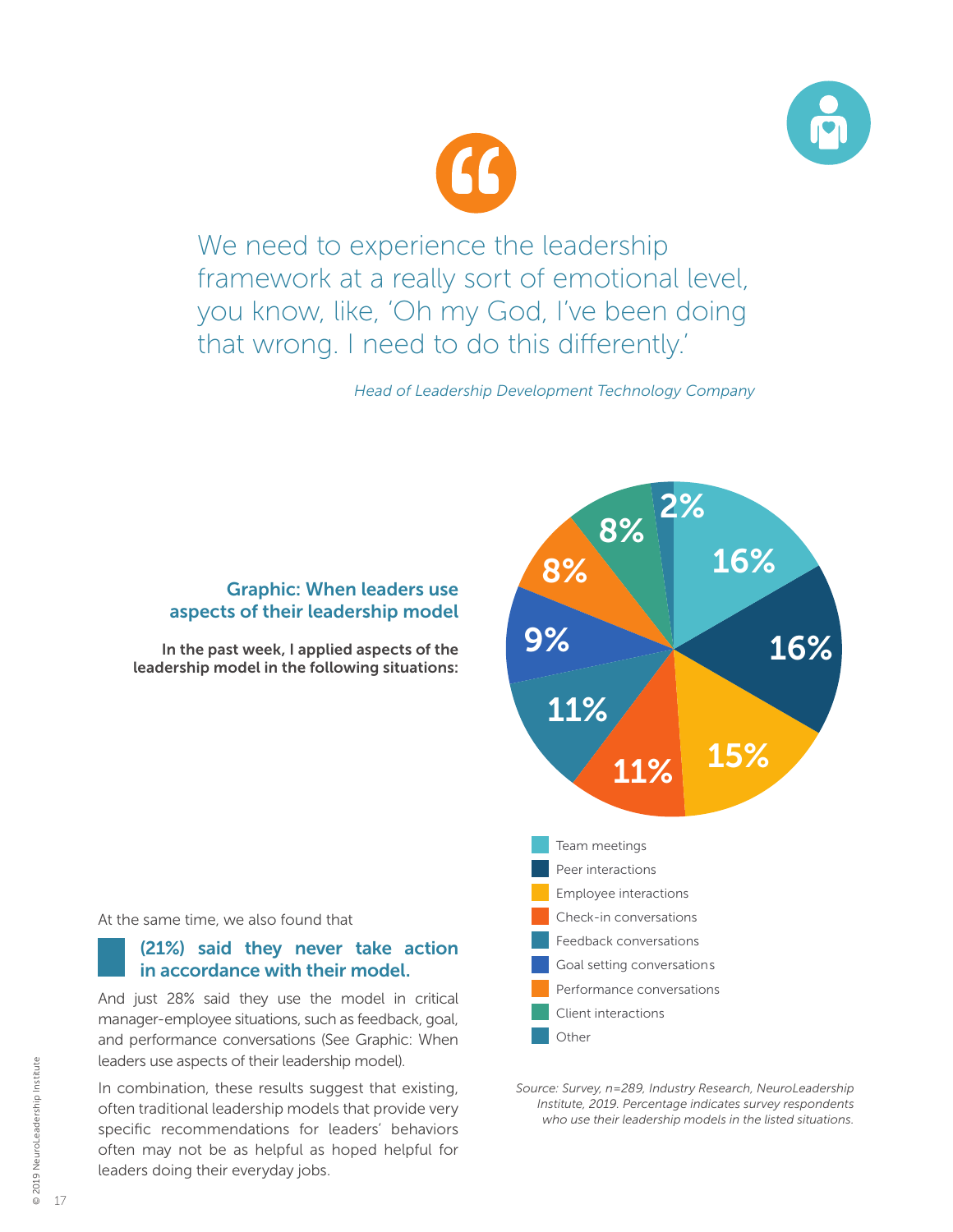> We need to experience the leadership framework at a really sort of emotional level, you know, like, 'Oh my God, I've been doing that wrong. I need to do this differently.'
>
> *Head of Leadership Development Technology Company*

### Graphic: When leaders use aspects of their leadership model

**In the past week, I applied aspects of the leadership model in the following situations:**

| Situation | Percentage |
|---|---|
| Team meetings | 16% |
| Peer interactions | 16% |
| Employee interactions | 15% |
| Check-in conversations | 11% |
| Feedback conversations | 11% |
| Goal setting conversations | 9% |
| Performance conversations | 8% |
| Client interactions | 8% |
| Other | 2% |

*Source: Survey, n=289, Industry Research, NeuroLeadership Institute, 2019. Percentage indicates survey respondents who use their leadership models in the listed situations.*

At the same time, we also found that

**(21%) said they never take action in accordance with their model.**

And just 28% said they use the model in critical manager-employee situations, such as feedback, goal, and performance conversations (See Graphic: When leaders use aspects of their leadership model).

In combination, these results suggest that existing, often traditional leadership models that provide very specific recommendations for leaders' behaviors often may not be as helpful as hoped helpful for leaders doing their everyday jobs.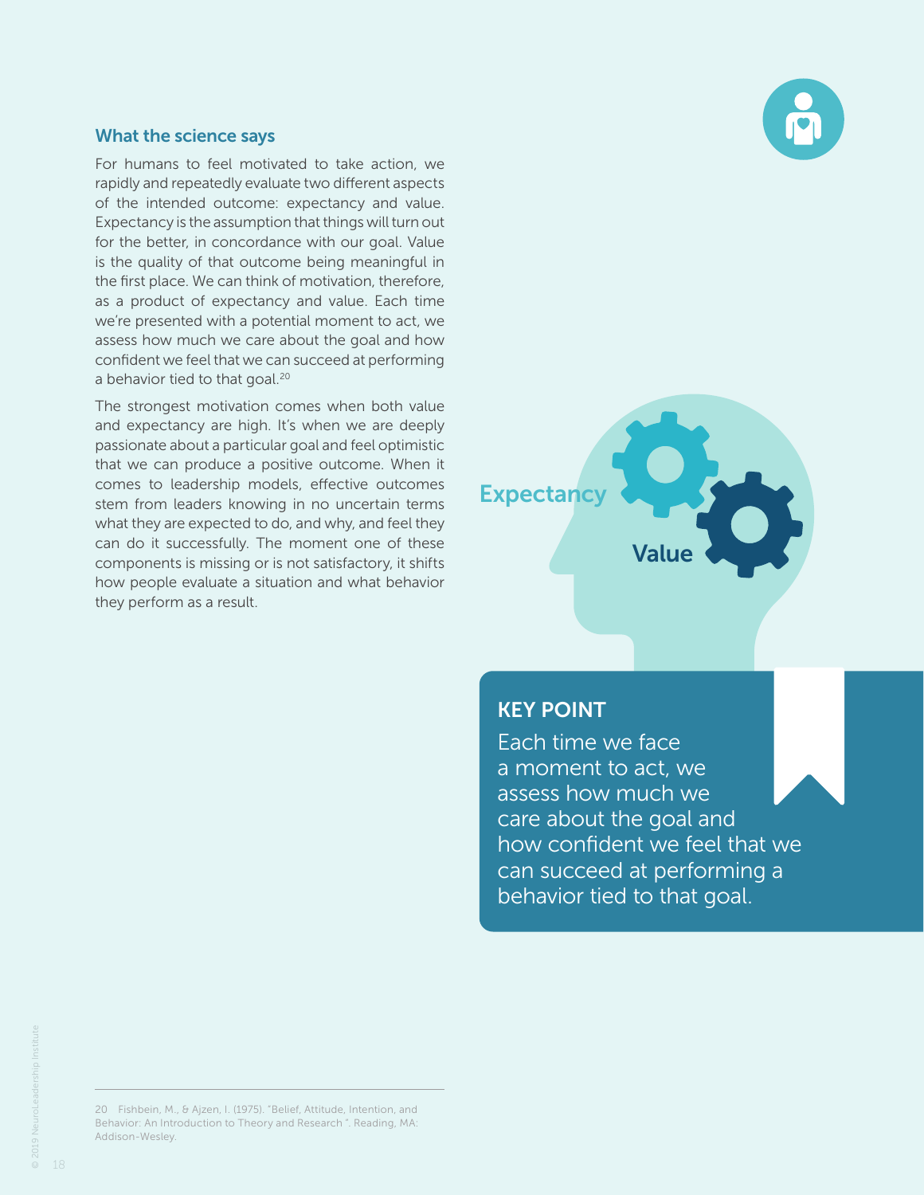## What the science says

For humans to feel motivated to take action, we rapidly and repeatedly evaluate two different aspects of the intended outcome: expectancy and value. Expectancy is the assumption that things will turn out for the better, in concordance with our goal. Value is the quality of that outcome being meaningful in the first place. We can think of motivation, therefore, as a product of expectancy and value. Each time we're presented with a potential moment to act, we assess how much we care about the goal and how confident we feel that we can succeed at performing a behavior tied to that goal.[20]

The strongest motivation comes when both value and expectancy are high. It's when we are deeply passionate about a particular goal and feel optimistic that we can produce a positive outcome. When it comes to leadership models, effective outcomes stem from leaders knowing in no uncertain terms what they are expected to do, and why, and feel they can do it successfully. The moment one of these components is missing or is not satisfactory, it shifts how people evaluate a situation and what behavior they perform as a result.

Expectancy

Value

### KEY POINT

Each time we face a moment to act, we assess how much we care about the goal and how confident we feel that we can succeed at performing a behavior tied to that goal.

---

20 Fishbein, M., & Ajzen, I. (1975). "Belief, Attitude, Intention, and Behavior: An Introduction to Theory and Research ". Reading, MA: Addison-Wesley.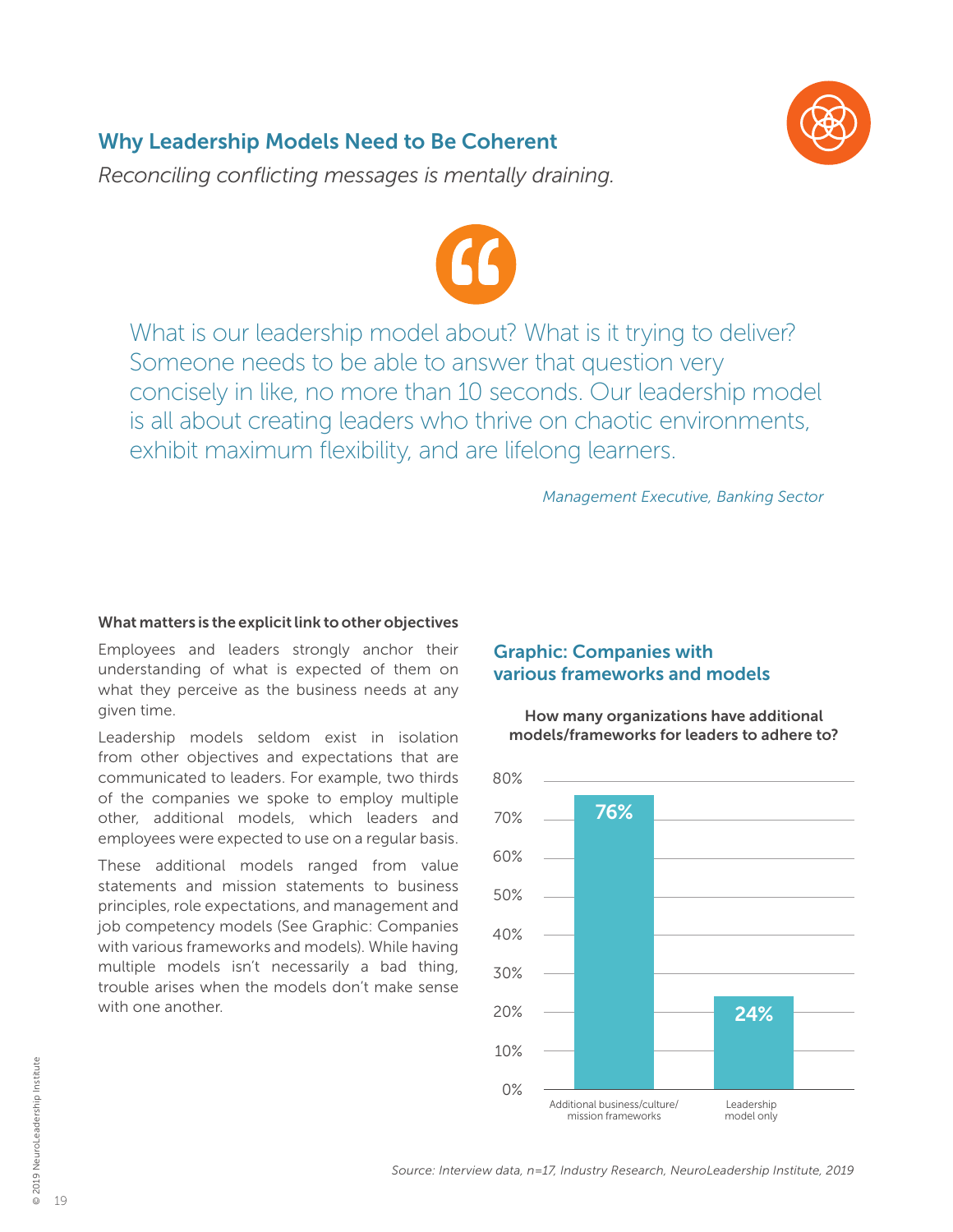## Why Leadership Models Need to Be Coherent

*Reconciling conflicting messages is mentally draining.*

> What is our leadership model about? What is it trying to deliver? Someone needs to be able to answer that question very concisely in like, no more than 10 seconds. Our leadership model is all about creating leaders who thrive on chaotic environments, exhibit maximum flexibility, and are lifelong learners.
>
> *Management Executive, Banking Sector*

**What matters is the explicit link to other objectives**

Employees and leaders strongly anchor their understanding of what is expected of them on what they perceive as the business needs at any given time.

Leadership models seldom exist in isolation from other objectives and expectations that are communicated to leaders. For example, two thirds of the companies we spoke to employ multiple other, additional models, which leaders and employees were expected to use on a regular basis.

These additional models ranged from value statements and mission statements to business principles, role expectations, and management and job competency models (See Graphic: Companies with various frameworks and models). While having multiple models isn't necessarily a bad thing, trouble arises when the models don't make sense with one another.

### Graphic: Companies with various frameworks and models

**How many organizations have additional models/frameworks for leaders to adhere to?**

| Category | Percentage |
| --- | --- |
| Additional business/culture/mission frameworks | 76% |
| Leadership model only | 24% |

*Source: Interview data, n=17, Industry Research, NeuroLeadership Institute, 2019*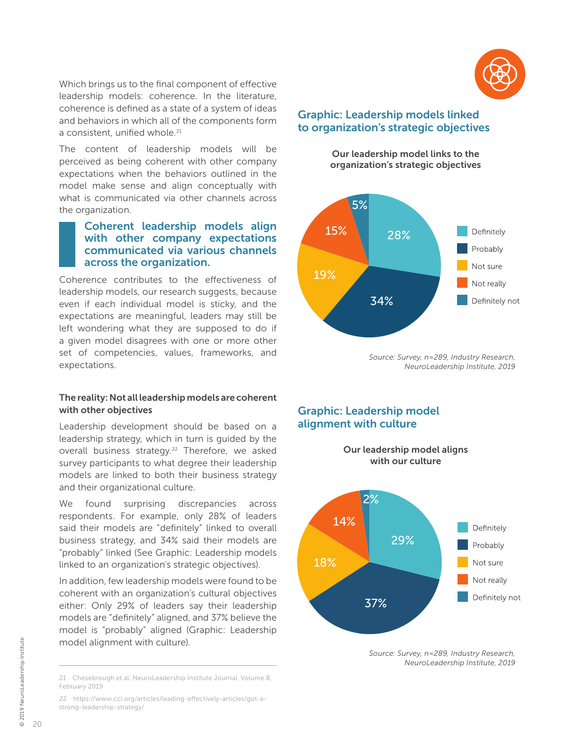Which brings us to the final component of effective leadership models: coherence. In the literature, coherence is defined as a state of a system of ideas and behaviors in which all of the components form a consistent, unified whole.[21]

The content of leadership models will be perceived as being coherent with other company expectations when the behaviors outlined in the model make sense and align conceptually with what is communicated via other channels across the organization.

> **Coherent leadership models align with other company expectations communicated via various channels across the organization.**

Coherence contributes to the effectiveness of leadership models, our research suggests, because even if each individual model is sticky, and the expectations are meaningful, leaders may still be left wondering what they are supposed to do if a given model disagrees with one or more other set of competencies, values, frameworks, and expectations.

### The reality: Not all leadership models are coherent with other objectives

Leadership development should be based on a leadership strategy, which in turn is guided by the overall business strategy.[22] Therefore, we asked survey participants to what degree their leadership models are linked to both their business strategy and their organizational culture.

We found surprising discrepancies across respondents. For example, only 28% of leaders said their models are "definitely" linked to overall business strategy, and 34% said their models are "probably" linked (See Graphic: Leadership models linked to an organization's strategic objectives).

In addition, few leadership models were found to be coherent with an organization's cultural objectives either: Only 29% of leaders say their leadership models are "definitely" aligned, and 37% believe the model is "probably" aligned (Graphic: Leadership model alignment with culture).

21 Chesebrough et al.,NeuroLeadership Institute Journal, Volume 8, February 2019

22 https://www.ccl.org/articles/leading-effectively-articles/got-a-strong-leadership-strategy/

## Graphic: Leadership models linked to organization's strategic objectives

**Our leadership model links to the organization's strategic objectives**

| Response | Percentage |
|---|---|
| Definitely | 28% |
| Probably | 34% |
| Not sure | 19% |
| Not really | 15% |
| Definitely not | 5% |

*Source: Survey, n=289, Industry Research, NeuroLeadership Institute, 2019*

## Graphic: Leadership model alignment with culture

**Our leadership model aligns with our culture**

| Response | Percentage |
|---|---|
| Definitely | 29% |
| Probably | 37% |
| Not sure | 18% |
| Not really | 14% |
| Definitely not | 2% |

*Source: Survey, n=289, Industry Research, NeuroLeadership Institute, 2019*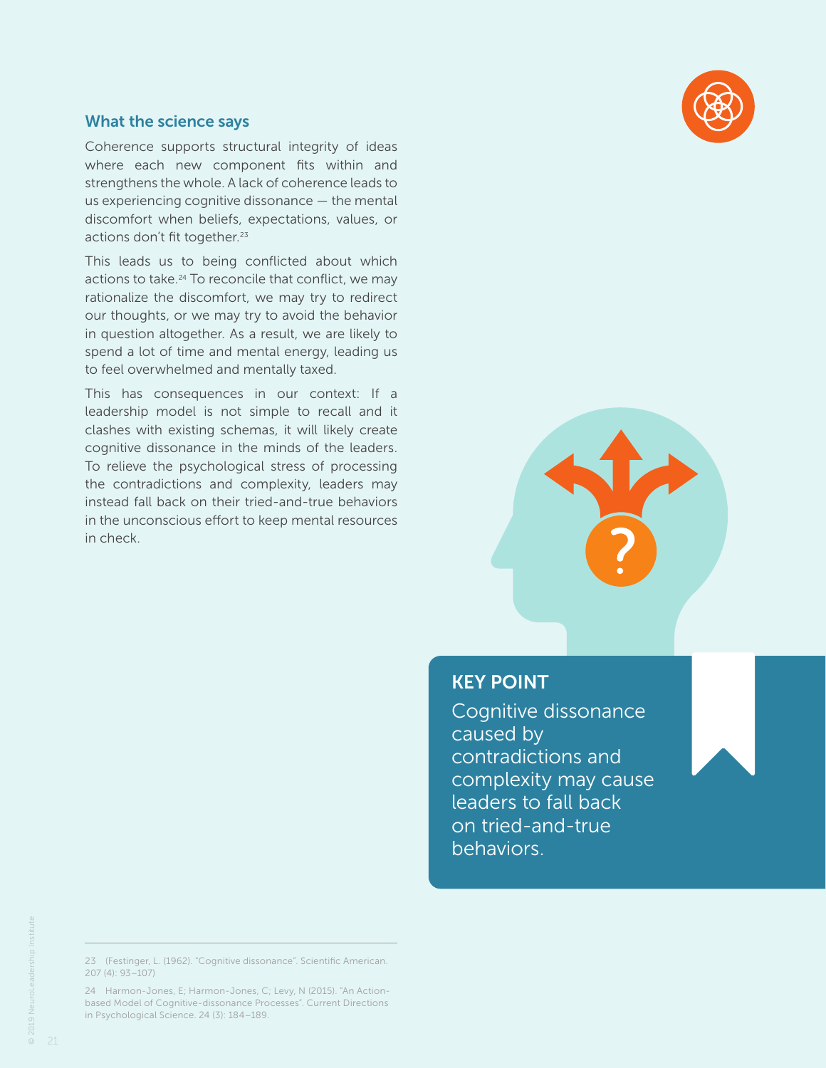## What the science says

Coherence supports structural integrity of ideas where each new component fits within and strengthens the whole. A lack of coherence leads to us experiencing cognitive dissonance — the mental discomfort when beliefs, expectations, values, or actions don't fit together.[23]

This leads us to being conflicted about which actions to take.[24] To reconcile that conflict, we may rationalize the discomfort, we may try to redirect our thoughts, or we may try to avoid the behavior in question altogether. As a result, we are likely to spend a lot of time and mental energy, leading us to feel overwhelmed and mentally taxed.

This has consequences in our context: If a leadership model is not simple to recall and it clashes with existing schemas, it will likely create cognitive dissonance in the minds of the leaders. To relieve the psychological stress of processing the contradictions and complexity, leaders may instead fall back on their tried-and-true behaviors in the unconscious effort to keep mental resources in check.

### KEY POINT

Cognitive dissonance caused by contradictions and complexity may cause leaders to fall back on tried-and-true behaviors.

---

23 (Festinger, L. (1962). "Cognitive dissonance". Scientific American. 207 (4): 93–107)

24 Harmon-Jones, E; Harmon-Jones, C; Levy, N (2015). "An Action-based Model of Cognitive-dissonance Processes". Current Directions in Psychological Science. 24 (3): 184–189.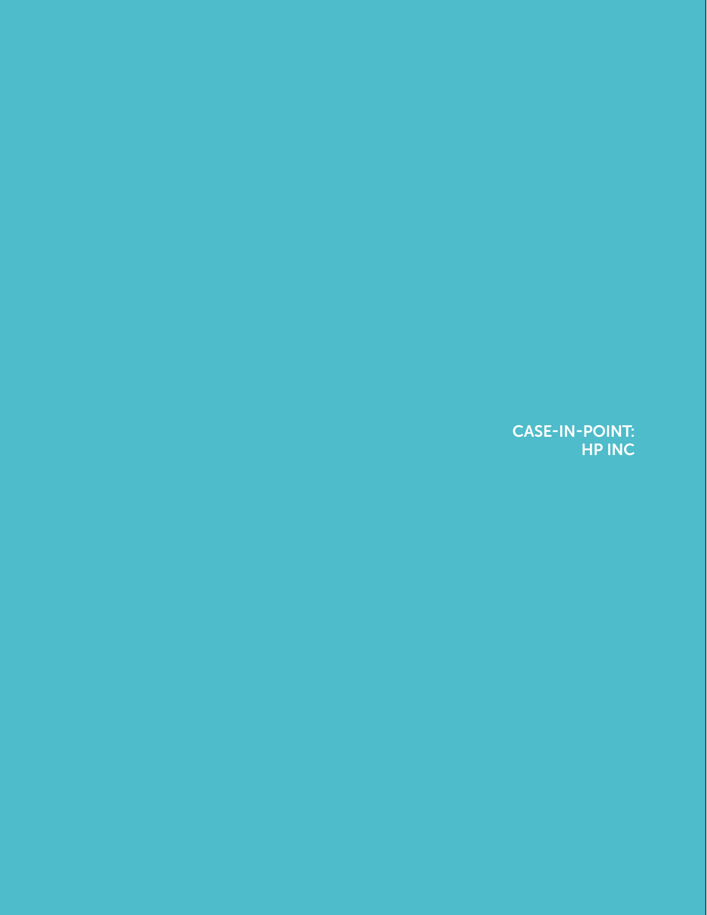# CASE-IN-POINT: HP INC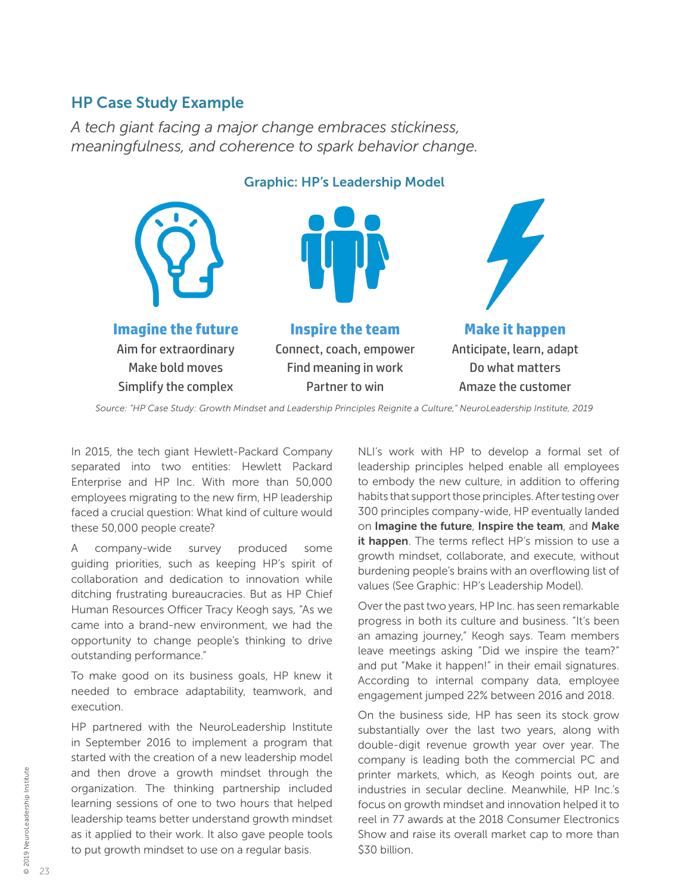## HP Case Study Example

*A tech giant facing a major change embraces stickiness, meaningfulness, and coherence to spark behavior change.*

### Graphic: HP's Leadership Model

| Imagine the future | Inspire the team | Make it happen |
|---|---|---|
| Aim for extraordinary | Connect, coach, empower | Anticipate, learn, adapt |
| Make bold moves | Find meaning in work | Do what matters |
| Simplify the complex | Partner to win | Amaze the customer |

*Source: "HP Case Study: Growth Mindset and Leadership Principles Reignite a Culture," NeuroLeadership Institute, 2019*

In 2015, the tech giant Hewlett-Packard Company separated into two entities: Hewlett Packard Enterprise and HP Inc. With more than 50,000 employees migrating to the new firm, HP leadership faced a crucial question: What kind of culture would these 50,000 people create?

A company-wide survey produced some guiding priorities, such as keeping HP's spirit of collaboration and dedication to innovation while ditching frustrating bureaucracies. But as HP Chief Human Resources Officer Tracy Keogh says, "As we came into a brand-new environment, we had the opportunity to change people's thinking to drive outstanding performance."

To make good on its business goals, HP knew it needed to embrace adaptability, teamwork, and execution.

HP partnered with the NeuroLeadership Institute in September 2016 to implement a program that started with the creation of a new leadership model and then drove a growth mindset through the organization. The thinking partnership included learning sessions of one to two hours that helped leadership teams better understand growth mindset as it applied to their work. It also gave people tools to put growth mindset to use on a regular basis.

NLI's work with HP to develop a formal set of leadership principles helped enable all employees to embody the new culture, in addition to offering habits that support those principles. After testing over 300 principles company-wide, HP eventually landed on **Imagine the future**, **Inspire the team**, and **Make it happen**. The terms reflect HP's mission to use a growth mindset, collaborate, and execute, without burdening people's brains with an overflowing list of values (See Graphic: HP's Leadership Model).

Over the past two years, HP Inc. has seen remarkable progress in both its culture and business. "It's been an amazing journey," Keogh says. Team members leave meetings asking "Did we inspire the team?" and put "Make it happen!" in their email signatures. According to internal company data, employee engagement jumped 22% between 2016 and 2018.

On the business side, HP has seen its stock grow substantially over the last two years, along with double-digit revenue growth year over year. The company is leading both the commercial PC and printer markets, which, as Keogh points out, are industries in secular decline. Meanwhile, HP Inc.'s focus on growth mindset and innovation helped it to reel in 77 awards at the 2018 Consumer Electronics Show and raise its overall market cap to more than $30 billion.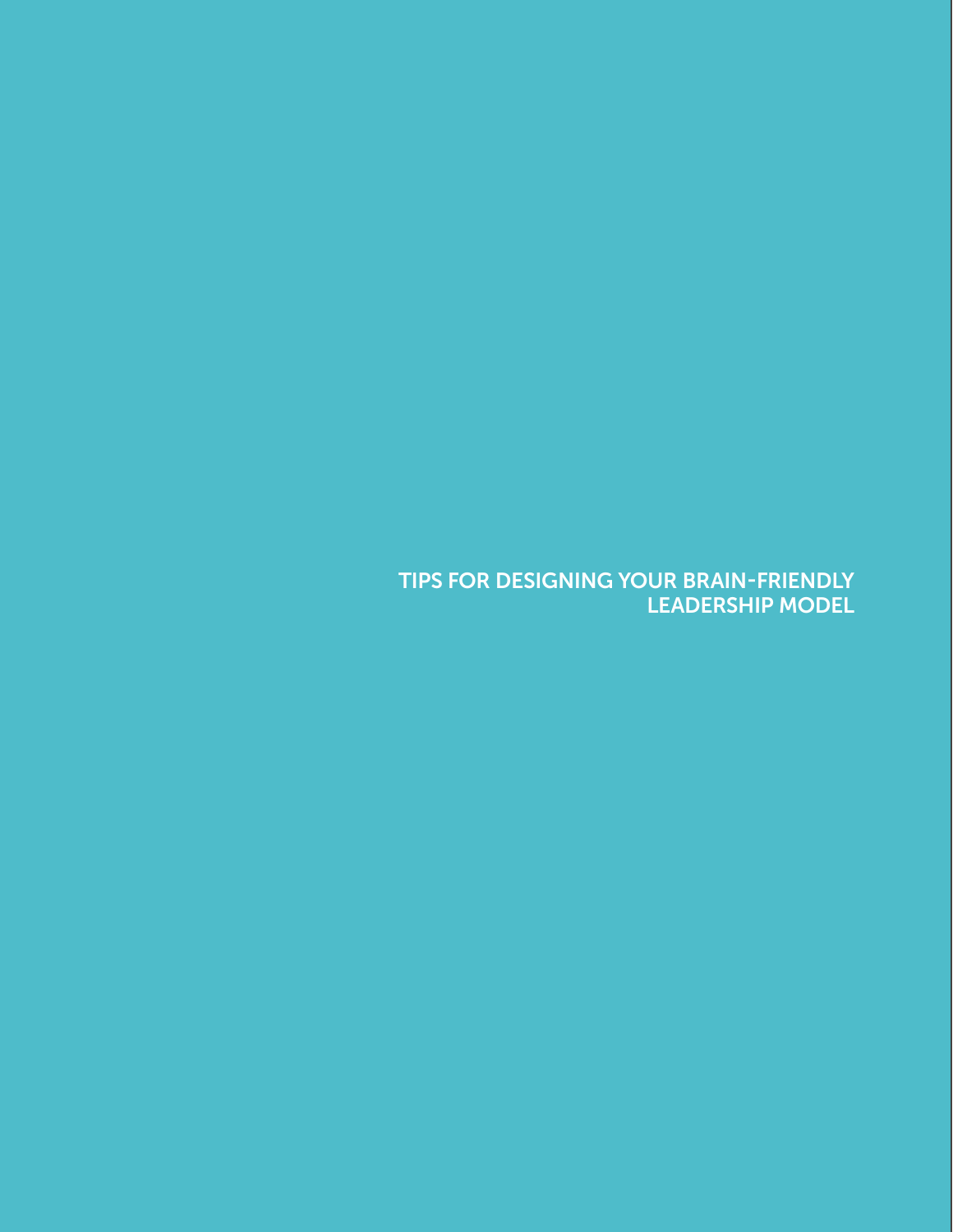# TIPS FOR DESIGNING YOUR BRAIN-FRIENDLY LEADERSHIP MODEL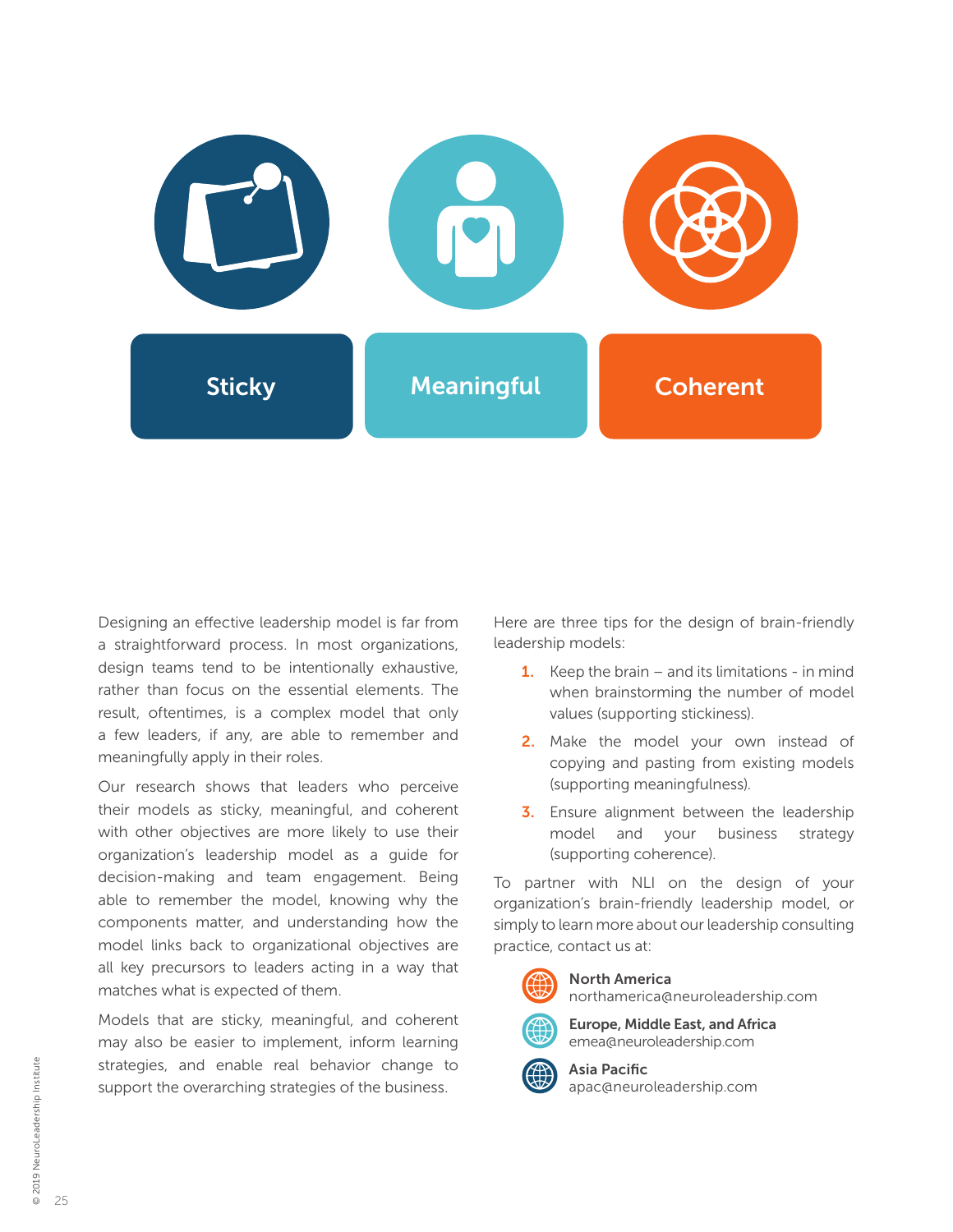**Sticky** | **Meaningful** | **Coherent**

Designing an effective leadership model is far from a straightforward process. In most organizations, design teams tend to be intentionally exhaustive, rather than focus on the essential elements. The result, oftentimes, is a complex model that only a few leaders, if any, are able to remember and meaningfully apply in their roles.

Our research shows that leaders who perceive their models as sticky, meaningful, and coherent with other objectives are more likely to use their organization's leadership model as a guide for decision-making and team engagement. Being able to remember the model, knowing why the components matter, and understanding how the model links back to organizational objectives are all key precursors to leaders acting in a way that matches what is expected of them.

Models that are sticky, meaningful, and coherent may also be easier to implement, inform learning strategies, and enable real behavior change to support the overarching strategies of the business.

Here are three tips for the design of brain-friendly leadership models:

1. Keep the brain – and its limitations - in mind when brainstorming the number of model values (supporting stickiness).
2. Make the model your own instead of copying and pasting from existing models (supporting meaningfulness).
3. Ensure alignment between the leadership model and your business strategy (supporting coherence).

To partner with NLI on the design of your organization's brain-friendly leadership model, or simply to learn more about our leadership consulting practice, contact us at:

**North America**
northamerica@neuroleadership.com

**Europe, Middle East, and Africa**
emea@neuroleadership.com

**Asia Pacific**
apac@neuroleadership.com

© 2019 NeuroLeadership Institute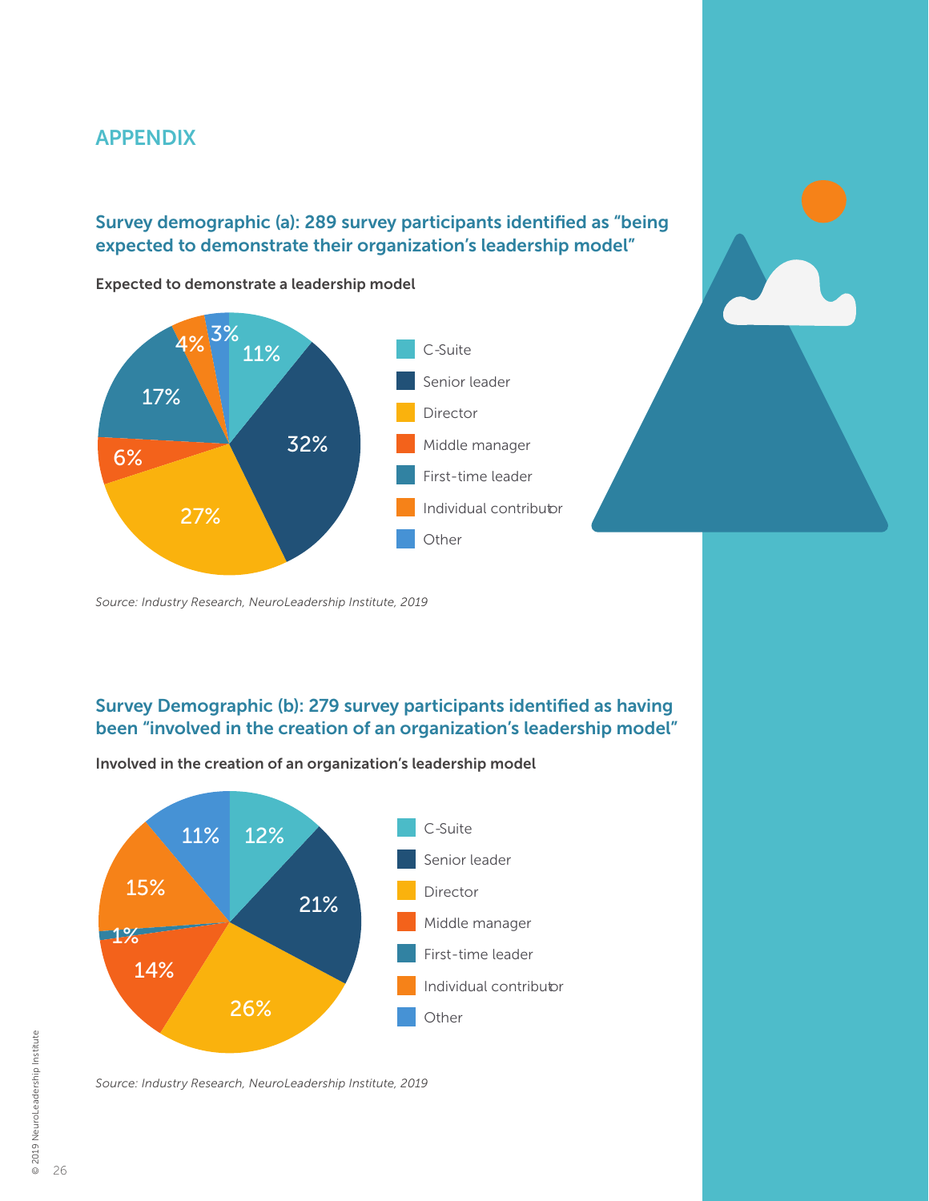# APPENDIX

## Survey demographic (a): 289 survey participants identified as "being expected to demonstrate their organization's leadership model"

**Expected to demonstrate a leadership model**

| Role | Percentage |
| --- | --- |
| C-Suite | 11% |
| Senior leader | 32% |
| Director | 27% |
| Middle manager | 6% |
| First-time leader | 17% |
| Individual contributor | 4% |
| Other | 3% |

*Source: Industry Research, NeuroLeadership Institute, 2019*

## Survey Demographic (b): 279 survey participants identified as having been "involved in the creation of an organization's leadership model"

**Involved in the creation of an organization's leadership model**

| Role | Percentage |
| --- | --- |
| C-Suite | 12% |
| Senior leader | 21% |
| Director | 26% |
| Middle manager | 14% |
| First-time leader | 1% |
| Individual contributor | 15% |
| Other | 11% |

*Source: Industry Research, NeuroLeadership Institute, 2019*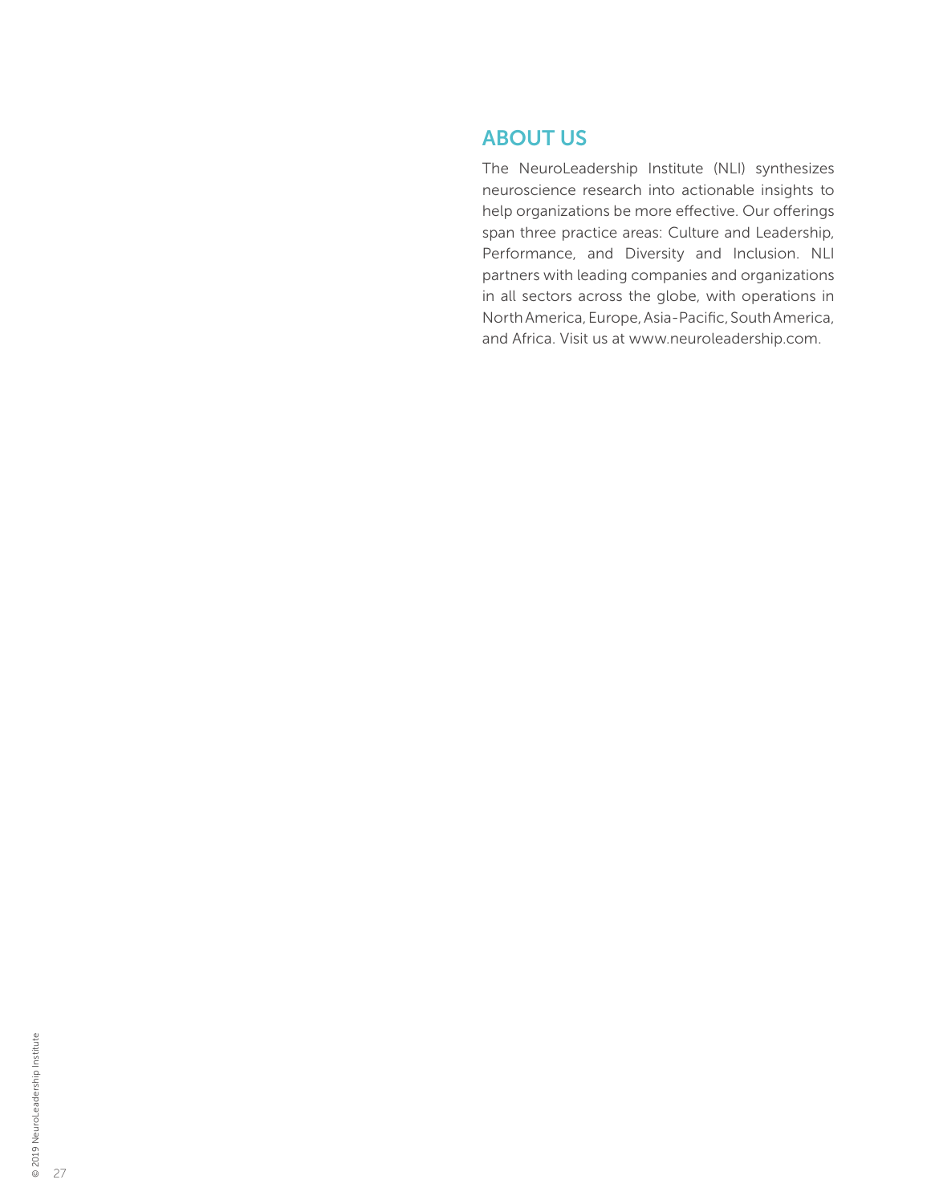## ABOUT US

The NeuroLeadership Institute (NLI) synthesizes neuroscience research into actionable insights to help organizations be more effective. Our offerings span three practice areas: Culture and Leadership, Performance, and Diversity and Inclusion. NLI partners with leading companies and organizations in all sectors across the globe, with operations in North America, Europe, Asia-Pacific, South America, and Africa. Visit us at www.neuroleadership.com.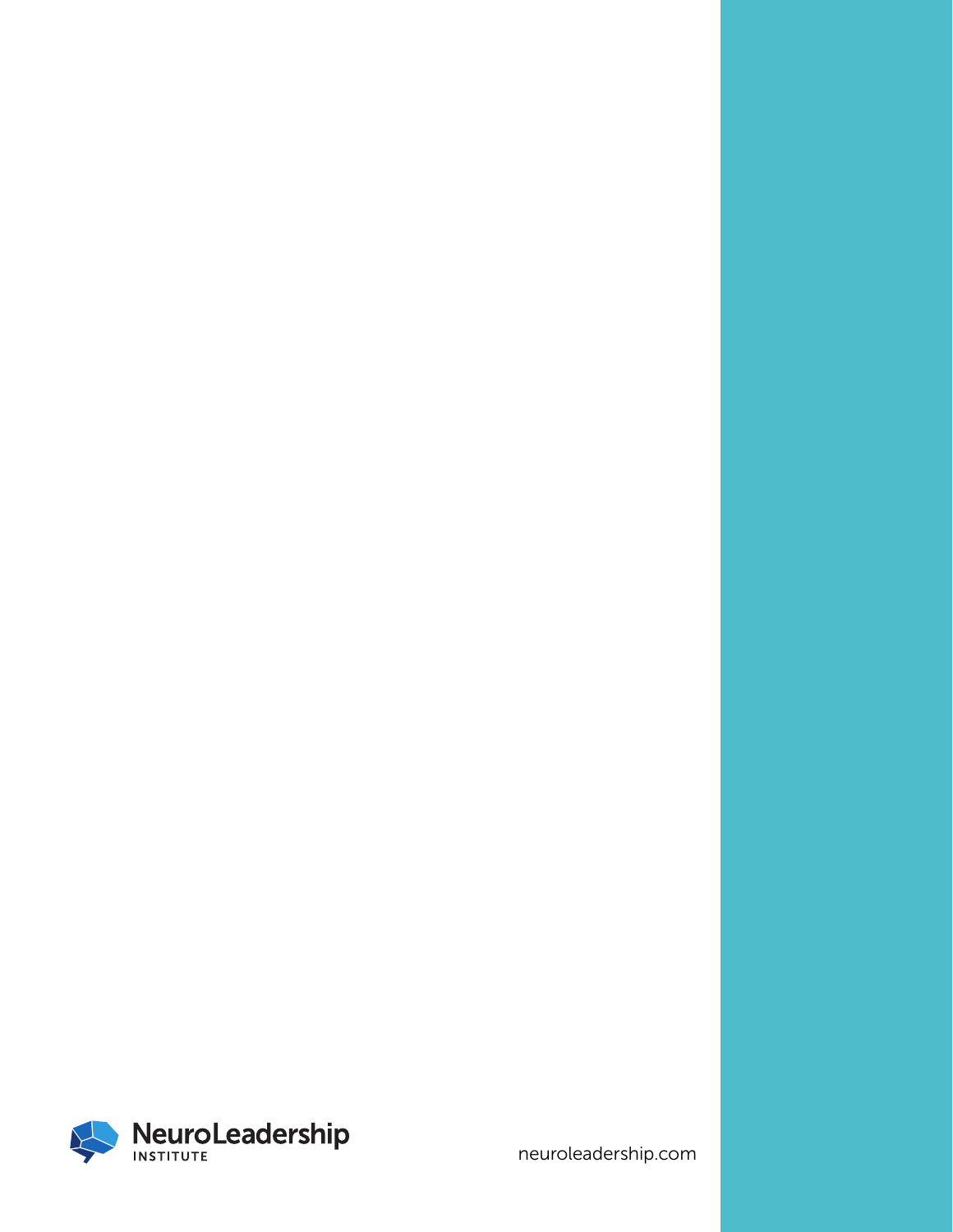NeuroLeadership
INSTITUTE

neuroleadership.com